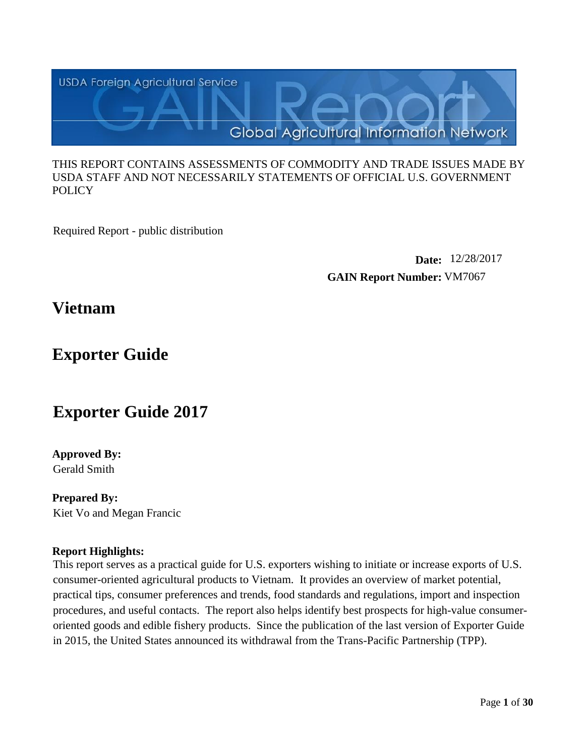USDA Foreign Agricultural Service

GAIN Report

Global Agricultural Information Network

THIS REPORT CONTAINS ASSESSMENTS OF COMMODITY AND TRADE ISSUES MADE BY USDA STAFF AND NOT NECESSARILY STATEMENTS OF OFFICIAL U.S. GOVERNMENT POLICY

Required Report - public distribution

**Date:** 12/28/2017

**GAIN Report Number:** VM7067

# Vietnam

# Exporter Guide

# Exporter Guide 2017

**Approved By:**
Gerald Smith

**Prepared By:**
Kiet Vo and Megan Francic

**Report Highlights:**
This report serves as a practical guide for U.S. exporters wishing to initiate or increase exports of U.S. consumer-oriented agricultural products to Vietnam. It provides an overview of market potential, practical tips, consumer preferences and trends, food standards and regulations, import and inspection procedures, and useful contacts. The report also helps identify best prospects for high-value consumer-oriented goods and edible fishery products. Since the publication of the last version of Exporter Guide in 2015, the United States announced its withdrawal from the Trans-Pacific Partnership (TPP).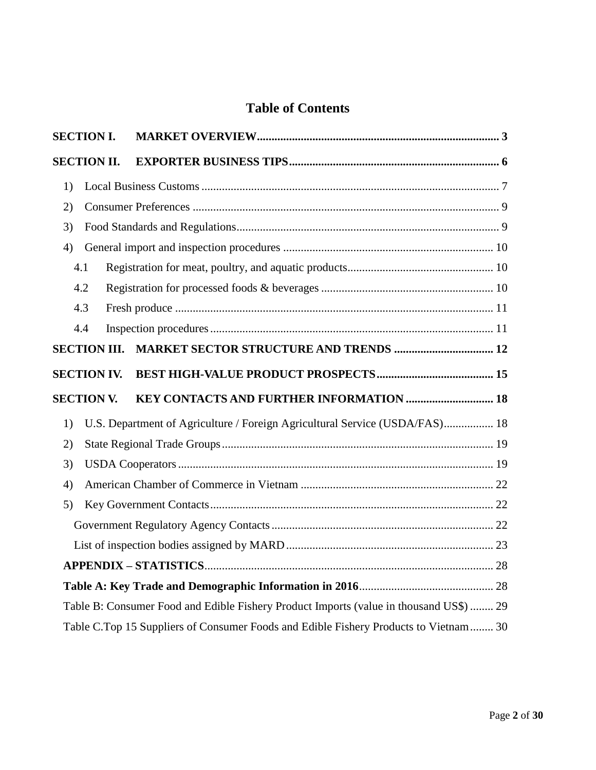# Table of Contents

**SECTION I. MARKET OVERVIEW** .......... 3

**SECTION II. EXPORTER BUSINESS TIPS** .......... 6

1) Local Business Customs .......... 7
2) Consumer Preferences .......... 9
3) Food Standards and Regulations .......... 9
4) General import and inspection procedures .......... 10
   - 4.1 Registration for meat, poultry, and aquatic products .......... 10
   - 4.2 Registration for processed foods & beverages .......... 10
   - 4.3 Fresh produce .......... 11
   - 4.4 Inspection procedures .......... 11

**SECTION III. MARKET SECTOR STRUCTURE AND TRENDS** .......... 12

**SECTION IV. BEST HIGH-VALUE PRODUCT PROSPECTS** .......... 15

**SECTION V. KEY CONTACTS AND FURTHER INFORMATION** .......... 18

1) U.S. Department of Agriculture / Foreign Agricultural Service (USDA/FAS) .......... 18
2) State Regional Trade Groups .......... 19
3) USDA Cooperators .......... 19
4) American Chamber of Commerce in Vietnam .......... 22
5) Key Government Contacts .......... 22
   - Government Regulatory Agency Contacts .......... 22
   - List of inspection bodies assigned by MARD .......... 23

**APPENDIX – STATISTICS** .......... 28

**Table A: Key Trade and Demographic Information in 2016** .......... 28

Table B: Consumer Food and Edible Fishery Product Imports (value in thousand US$) .......... 29

Table C.Top 15 Suppliers of Consumer Foods and Edible Fishery Products to Vietnam .......... 30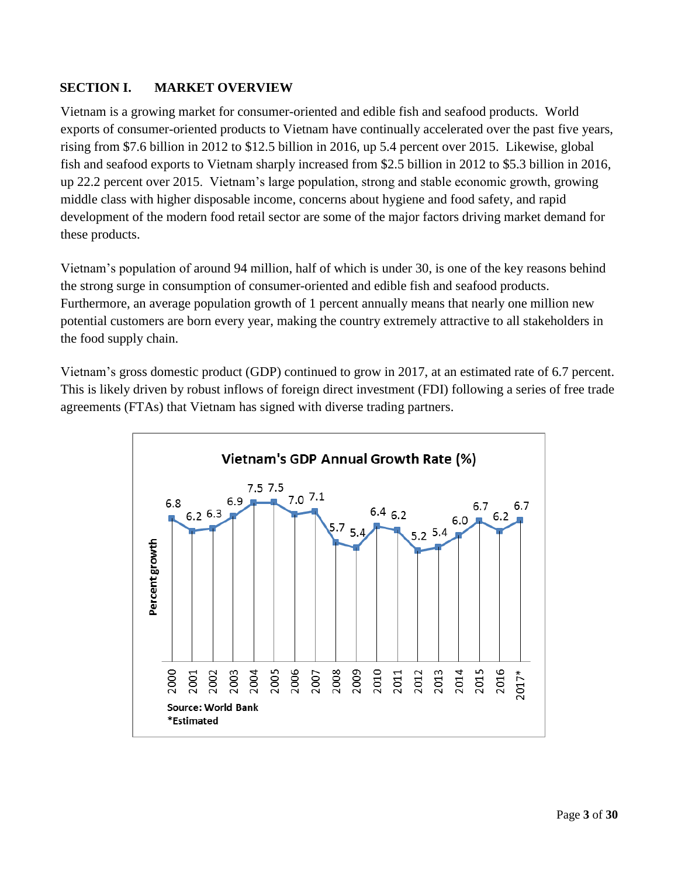## SECTION I. MARKET OVERVIEW

Vietnam is a growing market for consumer-oriented and edible fish and seafood products. World exports of consumer-oriented products to Vietnam have continually accelerated over the past five years, rising from $7.6 billion in 2012 to $12.5 billion in 2016, up 5.4 percent over 2015. Likewise, global fish and seafood exports to Vietnam sharply increased from $2.5 billion in 2012 to $5.3 billion in 2016, up 22.2 percent over 2015. Vietnam's large population, strong and stable economic growth, growing middle class with higher disposable income, concerns about hygiene and food safety, and rapid development of the modern food retail sector are some of the major factors driving market demand for these products.

Vietnam's population of around 94 million, half of which is under 30, is one of the key reasons behind the strong surge in consumption of consumer-oriented and edible fish and seafood products. Furthermore, an average population growth of 1 percent annually means that nearly one million new potential customers are born every year, making the country extremely attractive to all stakeholders in the food supply chain.

Vietnam's gross domestic product (GDP) continued to grow in 2017, at an estimated rate of 6.7 percent. This is likely driven by robust inflows of foreign direct investment (FDI) following a series of free trade agreements (FTAs) that Vietnam has signed with diverse trading partners.

**Vietnam's GDP Annual Growth Rate (%)**

| Year | Percent growth |
| --- | --- |
| 2000 | 6.8 |
| 2001 | 6.2 |
| 2002 | 6.3 |
| 2003 | 6.9 |
| 2004 | 7.5 |
| 2005 | 7.5 |
| 2006 | 7.0 |
| 2007 | 7.1 |
| 2008 | 5.7 |
| 2009 | 5.4 |
| 2010 | 6.4 |
| 2011 | 6.2 |
| 2012 | 5.2 |
| 2013 | 5.4 |
| 2014 | 6.0 |
| 2015 | 6.7 |
| 2016 | 6.2 |
| 2017* | 6.7 |

Source: World Bank
*Estimated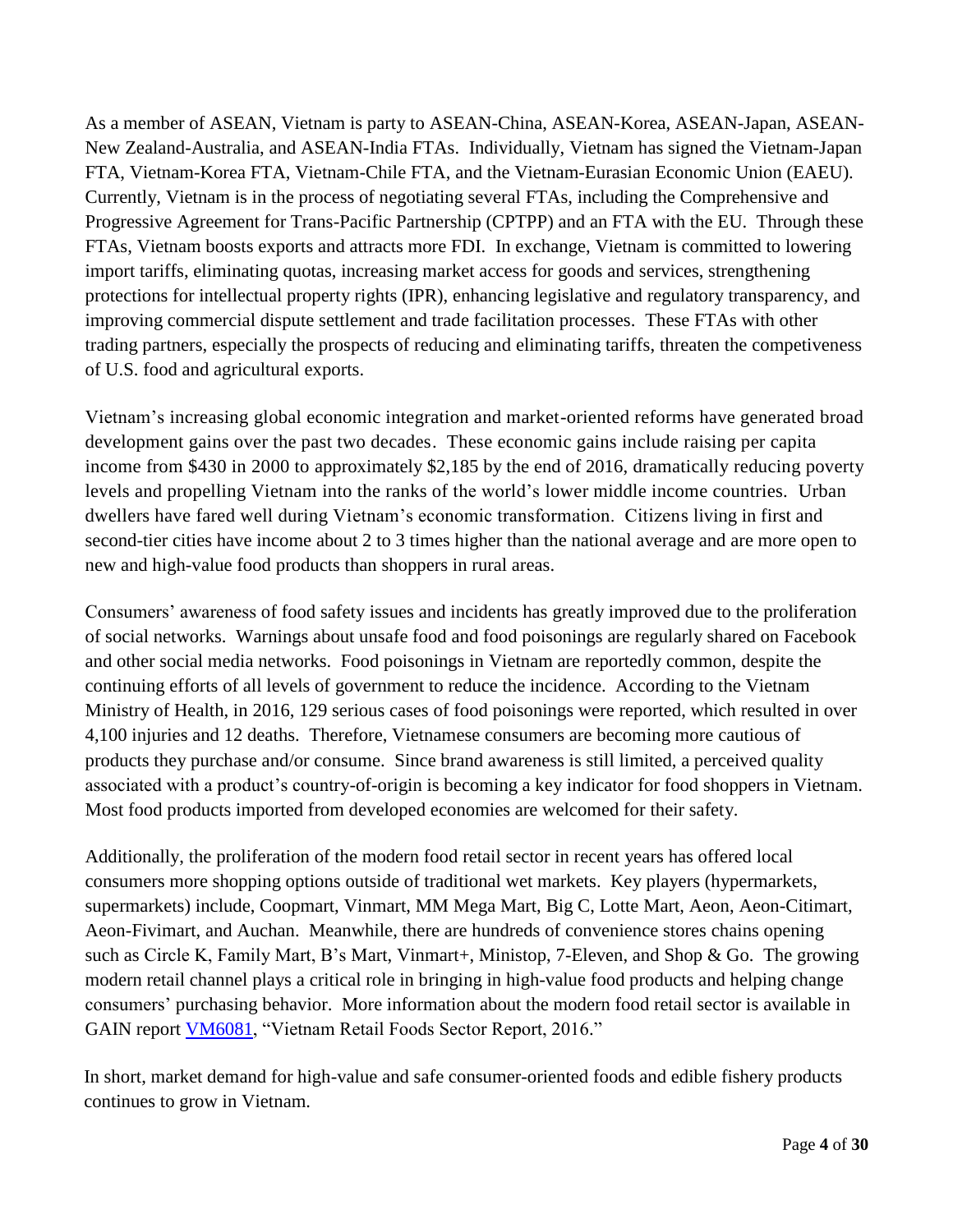As a member of ASEAN, Vietnam is party to ASEAN-China, ASEAN-Korea, ASEAN-Japan, ASEAN-New Zealand-Australia, and ASEAN-India FTAs. Individually, Vietnam has signed the Vietnam-Japan FTA, Vietnam-Korea FTA, Vietnam-Chile FTA, and the Vietnam-Eurasian Economic Union (EAEU). Currently, Vietnam is in the process of negotiating several FTAs, including the Comprehensive and Progressive Agreement for Trans-Pacific Partnership (CPTPP) and an FTA with the EU. Through these FTAs, Vietnam boosts exports and attracts more FDI. In exchange, Vietnam is committed to lowering import tariffs, eliminating quotas, increasing market access for goods and services, strengthening protections for intellectual property rights (IPR), enhancing legislative and regulatory transparency, and improving commercial dispute settlement and trade facilitation processes. These FTAs with other trading partners, especially the prospects of reducing and eliminating tariffs, threaten the competiveness of U.S. food and agricultural exports.

Vietnam's increasing global economic integration and market-oriented reforms have generated broad development gains over the past two decades. These economic gains include raising per capita income from $430 in 2000 to approximately $2,185 by the end of 2016, dramatically reducing poverty levels and propelling Vietnam into the ranks of the world's lower middle income countries. Urban dwellers have fared well during Vietnam's economic transformation. Citizens living in first and second-tier cities have income about 2 to 3 times higher than the national average and are more open to new and high-value food products than shoppers in rural areas.

Consumers' awareness of food safety issues and incidents has greatly improved due to the proliferation of social networks. Warnings about unsafe food and food poisonings are regularly shared on Facebook and other social media networks. Food poisonings in Vietnam are reportedly common, despite the continuing efforts of all levels of government to reduce the incidence. According to the Vietnam Ministry of Health, in 2016, 129 serious cases of food poisonings were reported, which resulted in over 4,100 injuries and 12 deaths. Therefore, Vietnamese consumers are becoming more cautious of products they purchase and/or consume. Since brand awareness is still limited, a perceived quality associated with a product's country-of-origin is becoming a key indicator for food shoppers in Vietnam. Most food products imported from developed economies are welcomed for their safety.

Additionally, the proliferation of the modern food retail sector in recent years has offered local consumers more shopping options outside of traditional wet markets. Key players (hypermarkets, supermarkets) include, Coopmart, Vinmart, MM Mega Mart, Big C, Lotte Mart, Aeon, Aeon-Citimart, Aeon-Fivimart, and Auchan. Meanwhile, there are hundreds of convenience stores chains opening such as Circle K, Family Mart, B's Mart, Vinmart+, Ministop, 7-Eleven, and Shop & Go. The growing modern retail channel plays a critical role in bringing in high-value food products and helping change consumers' purchasing behavior. More information about the modern food retail sector is available in GAIN report VM6081, "Vietnam Retail Foods Sector Report, 2016."

In short, market demand for high-value and safe consumer-oriented foods and edible fishery products continues to grow in Vietnam.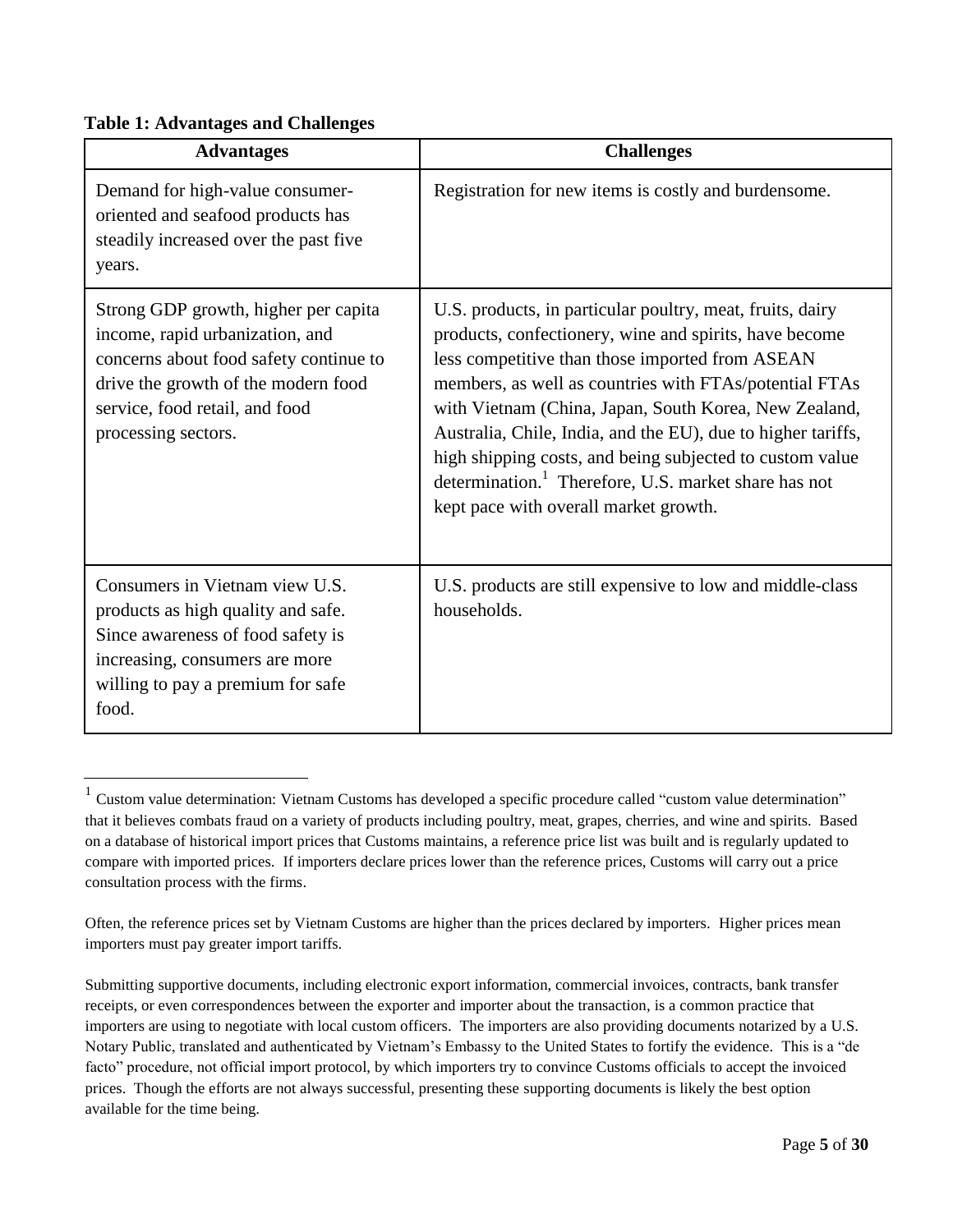**Table 1: Advantages and Challenges**

| Advantages | Challenges |
|---|---|
| Demand for high-value consumer-oriented and seafood products has steadily increased over the past five years. | Registration for new items is costly and burdensome. |
| Strong GDP growth, higher per capita income, rapid urbanization, and concerns about food safety continue to drive the growth of the modern food service, food retail, and food processing sectors. | U.S. products, in particular poultry, meat, fruits, dairy products, confectionery, wine and spirits, have become less competitive than those imported from ASEAN members, as well as countries with FTAs/potential FTAs with Vietnam (China, Japan, South Korea, New Zealand, Australia, Chile, India, and the EU), due to higher tariffs, high shipping costs, and being subjected to custom value determination.[1] Therefore, U.S. market share has not kept pace with overall market growth. |
| Consumers in Vietnam view U.S. products as high quality and safe. Since awareness of food safety is increasing, consumers are more willing to pay a premium for safe food. | U.S. products are still expensive to low and middle-class households. |

[1] Custom value determination: Vietnam Customs has developed a specific procedure called "custom value determination" that it believes combats fraud on a variety of products including poultry, meat, grapes, cherries, and wine and spirits. Based on a database of historical import prices that Customs maintains, a reference price list was built and is regularly updated to compare with imported prices. If importers declare prices lower than the reference prices, Customs will carry out a price consultation process with the firms.

Often, the reference prices set by Vietnam Customs are higher than the prices declared by importers. Higher prices mean importers must pay greater import tariffs.

Submitting supportive documents, including electronic export information, commercial invoices, contracts, bank transfer receipts, or even correspondences between the exporter and importer about the transaction, is a common practice that importers are using to negotiate with local custom officers. The importers are also providing documents notarized by a U.S. Notary Public, translated and authenticated by Vietnam's Embassy to the United States to fortify the evidence. This is a "de facto" procedure, not official import protocol, by which importers try to convince Customs officials to accept the invoiced prices. Though the efforts are not always successful, presenting these supporting documents is likely the best option available for the time being.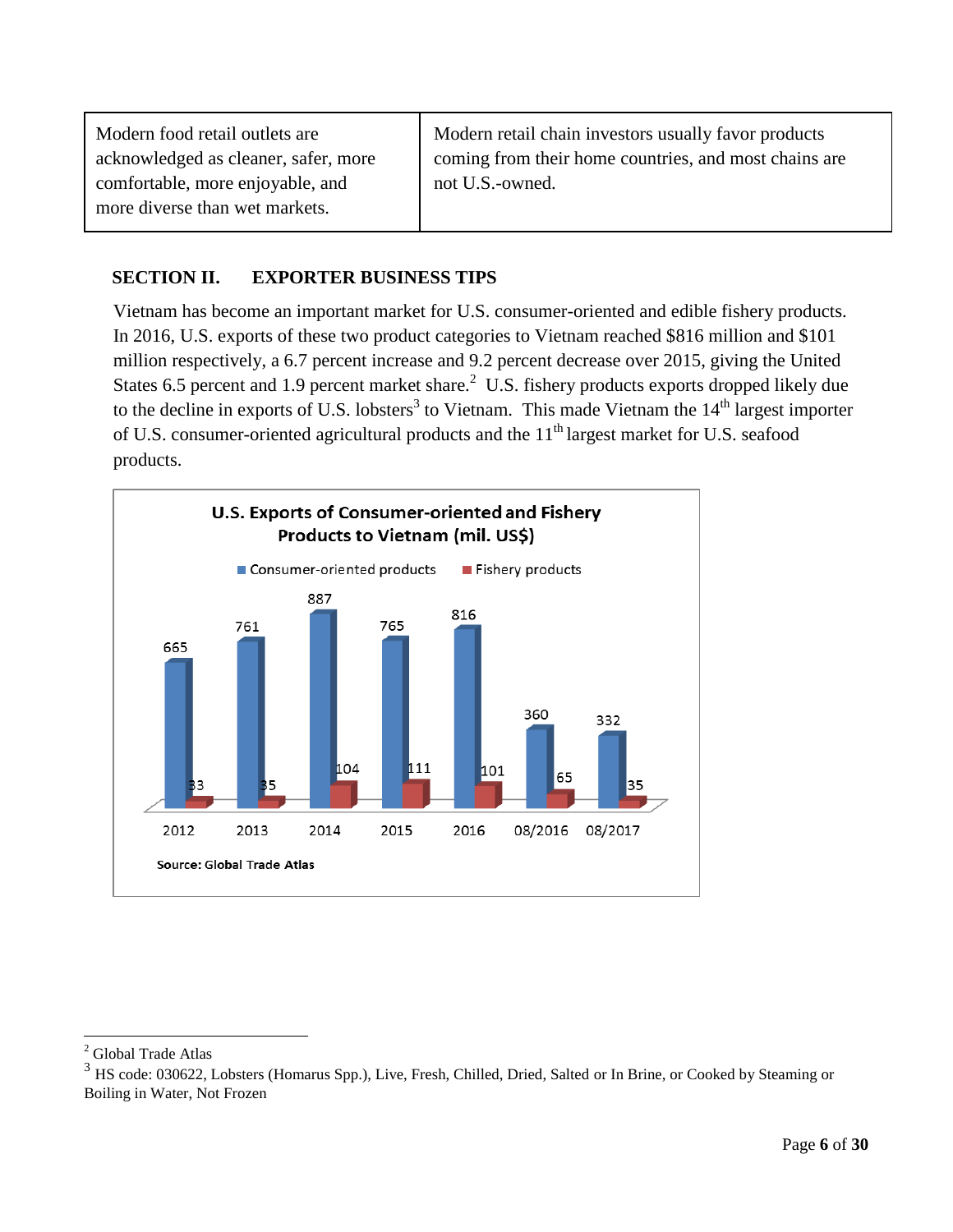| Modern food retail outlets are acknowledged as cleaner, safer, more comfortable, more enjoyable, and more diverse than wet markets. | Modern retail chain investors usually favor products coming from their home countries, and most chains are not U.S.-owned. |
|---|---|

## SECTION II. EXPORTER BUSINESS TIPS

Vietnam has become an important market for U.S. consumer-oriented and edible fishery products. In 2016, U.S. exports of these two product categories to Vietnam reached $816 million and $101 million respectively, a 6.7 percent increase and 9.2 percent decrease over 2015, giving the United States 6.5 percent and 1.9 percent market share.[2] U.S. fishery products exports dropped likely due to the decline in exports of U.S. lobsters[3] to Vietnam. This made Vietnam the 14th largest importer of U.S. consumer-oriented agricultural products and the 11th largest market for U.S. seafood products.

**U.S. Exports of Consumer-oriented and Fishery Products to Vietnam (mil. US$)**

| | 2012 | 2013 | 2014 | 2015 | 2016 | 08/2016 | 08/2017 |
|---|---|---|---|---|---|---|---|
| Consumer-oriented products | 665 | 761 | 887 | 765 | 816 | 360 | 332 |
| Fishery products | 33 | 35 | 104 | 111 | 101 | 65 | 35 |

Source: Global Trade Atlas

---

[2] Global Trade Atlas

[3] HS code: 030622, Lobsters (Homarus Spp.), Live, Fresh, Chilled, Dried, Salted or In Brine, or Cooked by Steaming or Boiling in Water, Not Frozen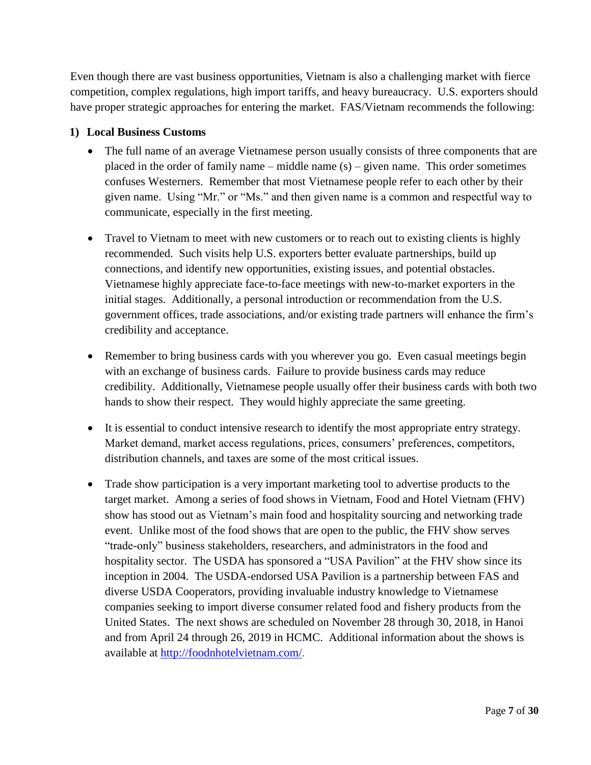Even though there are vast business opportunities, Vietnam is also a challenging market with fierce competition, complex regulations, high import tariffs, and heavy bureaucracy. U.S. exporters should have proper strategic approaches for entering the market. FAS/Vietnam recommends the following:

**1) Local Business Customs**

- The full name of an average Vietnamese person usually consists of three components that are placed in the order of family name – middle name (s) – given name. This order sometimes confuses Westerners. Remember that most Vietnamese people refer to each other by their given name. Using "Mr." or "Ms." and then given name is a common and respectful way to communicate, especially in the first meeting.

- Travel to Vietnam to meet with new customers or to reach out to existing clients is highly recommended. Such visits help U.S. exporters better evaluate partnerships, build up connections, and identify new opportunities, existing issues, and potential obstacles. Vietnamese highly appreciate face-to-face meetings with new-to-market exporters in the initial stages. Additionally, a personal introduction or recommendation from the U.S. government offices, trade associations, and/or existing trade partners will enhance the firm's credibility and acceptance.

- Remember to bring business cards with you wherever you go. Even casual meetings begin with an exchange of business cards. Failure to provide business cards may reduce credibility. Additionally, Vietnamese people usually offer their business cards with both two hands to show their respect. They would highly appreciate the same greeting.

- It is essential to conduct intensive research to identify the most appropriate entry strategy. Market demand, market access regulations, prices, consumers' preferences, competitors, distribution channels, and taxes are some of the most critical issues.

- Trade show participation is a very important marketing tool to advertise products to the target market. Among a series of food shows in Vietnam, Food and Hotel Vietnam (FHV) show has stood out as Vietnam's main food and hospitality sourcing and networking trade event. Unlike most of the food shows that are open to the public, the FHV show serves "trade-only" business stakeholders, researchers, and administrators in the food and hospitality sector. The USDA has sponsored a "USA Pavilion" at the FHV show since its inception in 2004. The USDA-endorsed USA Pavilion is a partnership between FAS and diverse USDA Cooperators, providing invaluable industry knowledge to Vietnamese companies seeking to import diverse consumer related food and fishery products from the United States. The next shows are scheduled on November 28 through 30, 2018, in Hanoi and from April 24 through 26, 2019 in HCMC. Additional information about the shows is available at [http://foodnhotelvietnam.com/](http://foodnhotelvietnam.com/).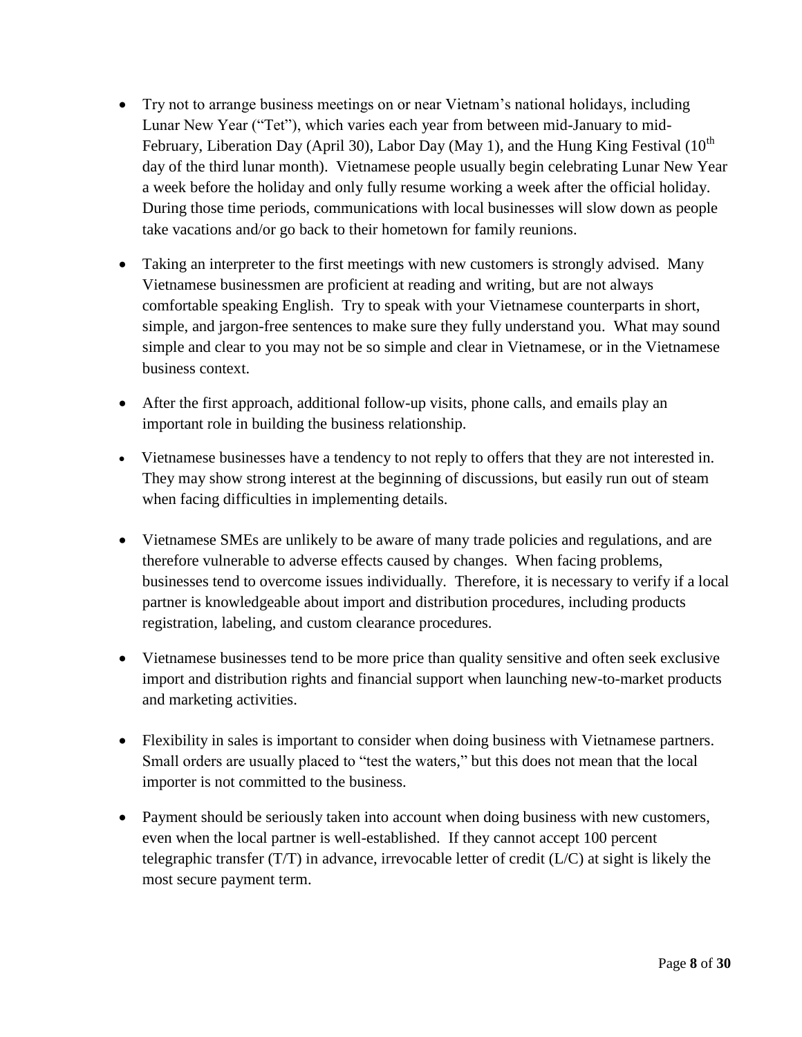- Try not to arrange business meetings on or near Vietnam's national holidays, including Lunar New Year ("Tet"), which varies each year from between mid-January to mid-February, Liberation Day (April 30), Labor Day (May 1), and the Hung King Festival (10th day of the third lunar month). Vietnamese people usually begin celebrating Lunar New Year a week before the holiday and only fully resume working a week after the official holiday. During those time periods, communications with local businesses will slow down as people take vacations and/or go back to their hometown for family reunions.

- Taking an interpreter to the first meetings with new customers is strongly advised. Many Vietnamese businessmen are proficient at reading and writing, but are not always comfortable speaking English. Try to speak with your Vietnamese counterparts in short, simple, and jargon-free sentences to make sure they fully understand you. What may sound simple and clear to you may not be so simple and clear in Vietnamese, or in the Vietnamese business context.

- After the first approach, additional follow-up visits, phone calls, and emails play an important role in building the business relationship.

- Vietnamese businesses have a tendency to not reply to offers that they are not interested in. They may show strong interest at the beginning of discussions, but easily run out of steam when facing difficulties in implementing details.

- Vietnamese SMEs are unlikely to be aware of many trade policies and regulations, and are therefore vulnerable to adverse effects caused by changes. When facing problems, businesses tend to overcome issues individually. Therefore, it is necessary to verify if a local partner is knowledgeable about import and distribution procedures, including products registration, labeling, and custom clearance procedures.

- Vietnamese businesses tend to be more price than quality sensitive and often seek exclusive import and distribution rights and financial support when launching new-to-market products and marketing activities.

- Flexibility in sales is important to consider when doing business with Vietnamese partners. Small orders are usually placed to "test the waters," but this does not mean that the local importer is not committed to the business.

- Payment should be seriously taken into account when doing business with new customers, even when the local partner is well-established. If they cannot accept 100 percent telegraphic transfer (T/T) in advance, irrevocable letter of credit (L/C) at sight is likely the most secure payment term.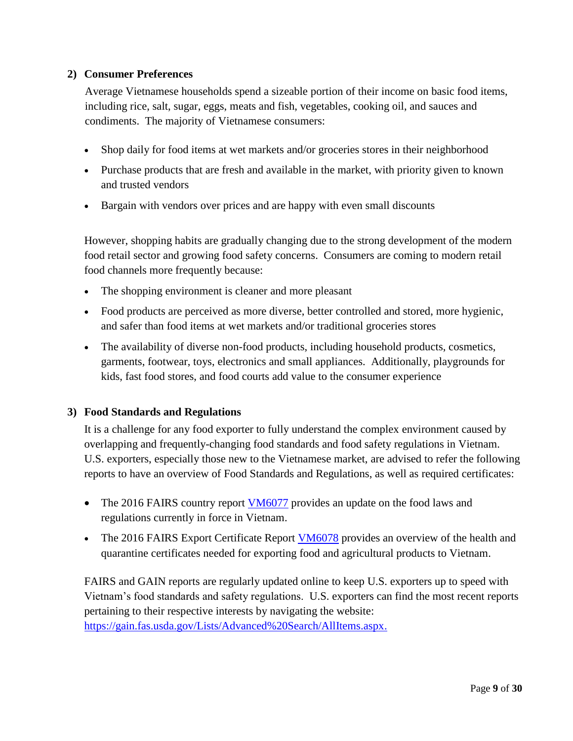### 2) Consumer Preferences

Average Vietnamese households spend a sizeable portion of their income on basic food items, including rice, salt, sugar, eggs, meats and fish, vegetables, cooking oil, and sauces and condiments. The majority of Vietnamese consumers:

- Shop daily for food items at wet markets and/or groceries stores in their neighborhood
- Purchase products that are fresh and available in the market, with priority given to known and trusted vendors
- Bargain with vendors over prices and are happy with even small discounts

However, shopping habits are gradually changing due to the strong development of the modern food retail sector and growing food safety concerns. Consumers are coming to modern retail food channels more frequently because:

- The shopping environment is cleaner and more pleasant
- Food products are perceived as more diverse, better controlled and stored, more hygienic, and safer than food items at wet markets and/or traditional groceries stores
- The availability of diverse non-food products, including household products, cosmetics, garments, footwear, toys, electronics and small appliances. Additionally, playgrounds for kids, fast food stores, and food courts add value to the consumer experience

### 3) Food Standards and Regulations

It is a challenge for any food exporter to fully understand the complex environment caused by overlapping and frequently-changing food standards and food safety regulations in Vietnam. U.S. exporters, especially those new to the Vietnamese market, are advised to refer the following reports to have an overview of Food Standards and Regulations, as well as required certificates:

- The 2016 FAIRS country report VM6077 provides an update on the food laws and regulations currently in force in Vietnam.
- The 2016 FAIRS Export Certificate Report VM6078 provides an overview of the health and quarantine certificates needed for exporting food and agricultural products to Vietnam.

FAIRS and GAIN reports are regularly updated online to keep U.S. exporters up to speed with Vietnam's food standards and safety regulations. U.S. exporters can find the most recent reports pertaining to their respective interests by navigating the website: https://gain.fas.usda.gov/Lists/Advanced%20Search/AllItems.aspx.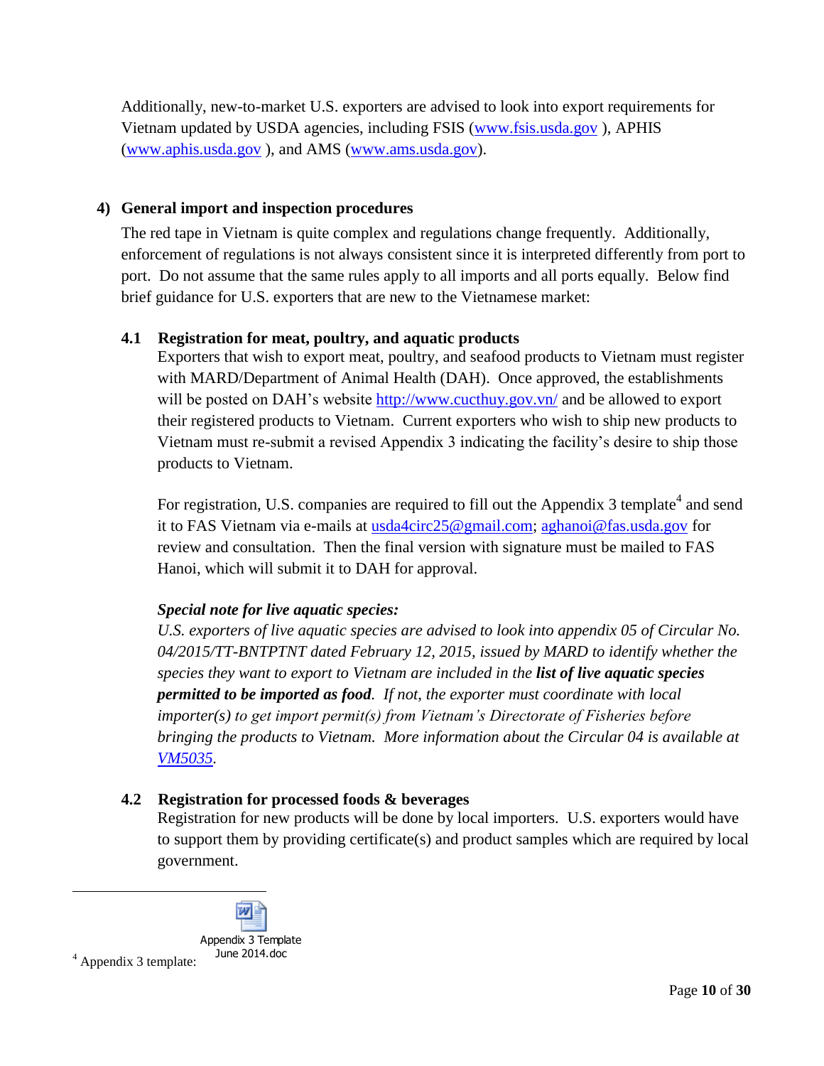Additionally, new-to-market U.S. exporters are advised to look into export requirements for Vietnam updated by USDA agencies, including FSIS (www.fsis.usda.gov ), APHIS (www.aphis.usda.gov ), and AMS (www.ams.usda.gov).

## 4) General import and inspection procedures

The red tape in Vietnam is quite complex and regulations change frequently. Additionally, enforcement of regulations is not always consistent since it is interpreted differently from port to port. Do not assume that the same rules apply to all imports and all ports equally. Below find brief guidance for U.S. exporters that are new to the Vietnamese market:

### 4.1 Registration for meat, poultry, and aquatic products

Exporters that wish to export meat, poultry, and seafood products to Vietnam must register with MARD/Department of Animal Health (DAH). Once approved, the establishments will be posted on DAH's website http://www.cucthuy.gov.vn/ and be allowed to export their registered products to Vietnam. Current exporters who wish to ship new products to Vietnam must re-submit a revised Appendix 3 indicating the facility's desire to ship those products to Vietnam.

For registration, U.S. companies are required to fill out the Appendix 3 template[4] and send it to FAS Vietnam via e-mails at usda4circ25@gmail.com; aghanoi@fas.usda.gov for review and consultation. Then the final version with signature must be mailed to FAS Hanoi, which will submit it to DAH for approval.

***Special note for live aquatic species:***

*U.S. exporters of live aquatic species are advised to look into appendix 05 of Circular No. 04/2015/TT-BNTPTNT dated February 12, 2015, issued by MARD to identify whether the species they want to export to Vietnam are included in the* ***list of live aquatic species permitted to be imported as food****. If not, the exporter must coordinate with local importer(s) to get import permit(s) from Vietnam's Directorate of Fisheries before bringing the products to Vietnam. More information about the Circular 04 is available at VM5035.*

### 4.2 Registration for processed foods & beverages

Registration for new products will be done by local importers. U.S. exporters would have to support them by providing certificate(s) and product samples which are required by local government.

---

[4] Appendix 3 template: Appendix 3 Template June 2014.doc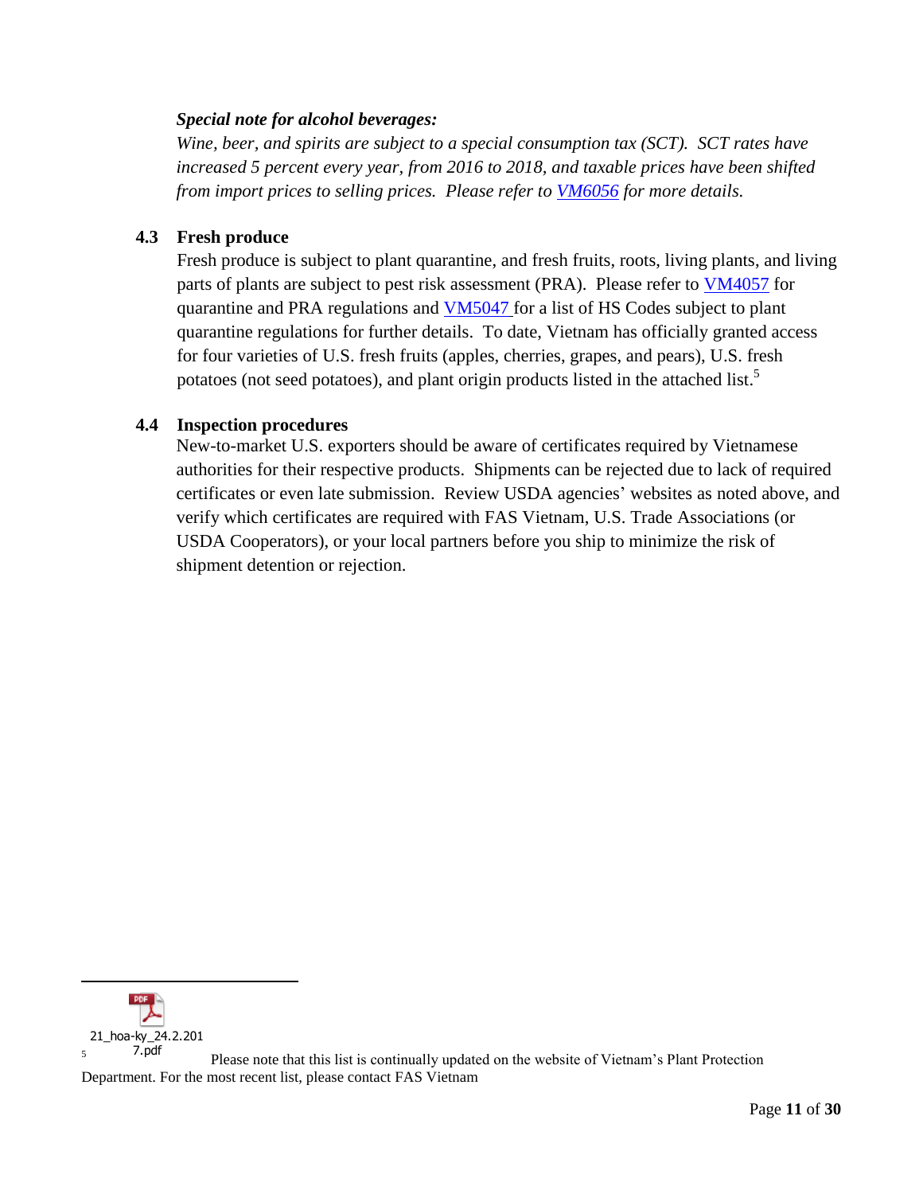***Special note for alcohol beverages:***

*Wine, beer, and spirits are subject to a special consumption tax (SCT). SCT rates have increased 5 percent every year, from 2016 to 2018, and taxable prices have been shifted from import prices to selling prices. Please refer to VM6056 for more details.*

### 4.3 Fresh produce

Fresh produce is subject to plant quarantine, and fresh fruits, roots, living plants, and living parts of plants are subject to pest risk assessment (PRA). Please refer to VM4057 for quarantine and PRA regulations and VM5047 for a list of HS Codes subject to plant quarantine regulations for further details. To date, Vietnam has officially granted access for four varieties of U.S. fresh fruits (apples, cherries, grapes, and pears), U.S. fresh potatoes (not seed potatoes), and plant origin products listed in the attached list.[5]

### 4.4 Inspection procedures

New-to-market U.S. exporters should be aware of certificates required by Vietnamese authorities for their respective products. Shipments can be rejected due to lack of required certificates or even late submission. Review USDA agencies' websites as noted above, and verify which certificates are required with FAS Vietnam, U.S. Trade Associations (or USDA Cooperators), or your local partners before you ship to minimize the risk of shipment detention or rejection.

---

[5] 21_hoa-ky_24.2.2017.pdf Please note that this list is continually updated on the website of Vietnam's Plant Protection Department. For the most recent list, please contact FAS Vietnam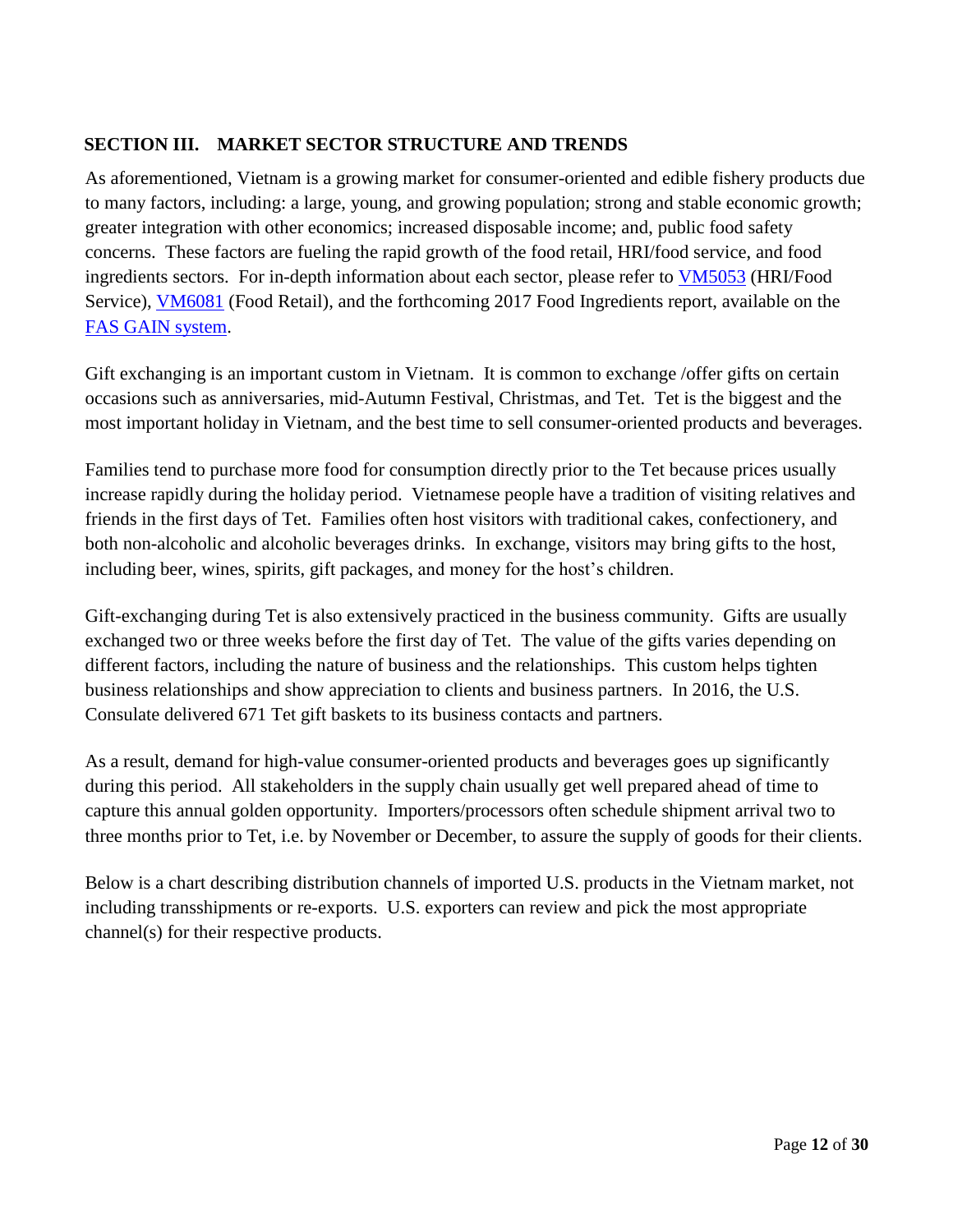## SECTION III. MARKET SECTOR STRUCTURE AND TRENDS

As aforementioned, Vietnam is a growing market for consumer-oriented and edible fishery products due to many factors, including: a large, young, and growing population; strong and stable economic growth; greater integration with other economics; increased disposable income; and, public food safety concerns. These factors are fueling the rapid growth of the food retail, HRI/food service, and food ingredients sectors. For in-depth information about each sector, please refer to VM5053 (HRI/Food Service), VM6081 (Food Retail), and the forthcoming 2017 Food Ingredients report, available on the FAS GAIN system.

Gift exchanging is an important custom in Vietnam. It is common to exchange /offer gifts on certain occasions such as anniversaries, mid-Autumn Festival, Christmas, and Tet. Tet is the biggest and the most important holiday in Vietnam, and the best time to sell consumer-oriented products and beverages.

Families tend to purchase more food for consumption directly prior to the Tet because prices usually increase rapidly during the holiday period. Vietnamese people have a tradition of visiting relatives and friends in the first days of Tet. Families often host visitors with traditional cakes, confectionery, and both non-alcoholic and alcoholic beverages drinks. In exchange, visitors may bring gifts to the host, including beer, wines, spirits, gift packages, and money for the host's children.

Gift-exchanging during Tet is also extensively practiced in the business community. Gifts are usually exchanged two or three weeks before the first day of Tet. The value of the gifts varies depending on different factors, including the nature of business and the relationships. This custom helps tighten business relationships and show appreciation to clients and business partners. In 2016, the U.S. Consulate delivered 671 Tet gift baskets to its business contacts and partners.

As a result, demand for high-value consumer-oriented products and beverages goes up significantly during this period. All stakeholders in the supply chain usually get well prepared ahead of time to capture this annual golden opportunity. Importers/processors often schedule shipment arrival two to three months prior to Tet, i.e. by November or December, to assure the supply of goods for their clients.

Below is a chart describing distribution channels of imported U.S. products in the Vietnam market, not including transshipments or re-exports. U.S. exporters can review and pick the most appropriate channel(s) for their respective products.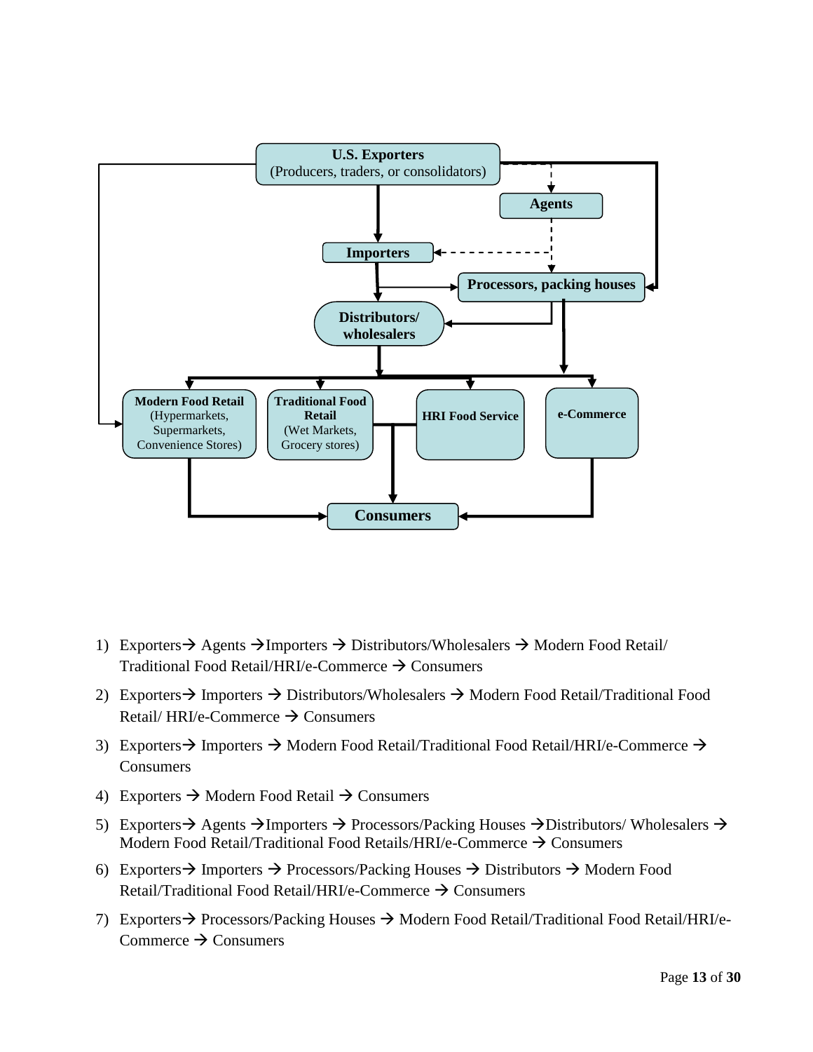U.S. Exporters (Producers, traders, or consolidators)

Agents

Importers

Processors, packing houses

Distributors/ wholesalers

Modern Food Retail (Hypermarkets, Supermarkets, Convenience Stores)

Traditional Food Retail (Wet Markets, Grocery stores)

HRI Food Service

e-Commerce

Consumers

1) Exporters→ Agents →Importers → Distributors/Wholesalers → Modern Food Retail/ Traditional Food Retail/HRI/e-Commerce → Consumers
2) Exporters→ Importers → Distributors/Wholesalers → Modern Food Retail/Traditional Food Retail/ HRI/e-Commerce → Consumers
3) Exporters→ Importers → Modern Food Retail/Traditional Food Retail/HRI/e-Commerce → Consumers
4) Exporters → Modern Food Retail → Consumers
5) Exporters→ Agents →Importers → Processors/Packing Houses →Distributors/ Wholesalers → Modern Food Retail/Traditional Food Retails/HRI/e-Commerce → Consumers
6) Exporters→ Importers → Processors/Packing Houses → Distributors → Modern Food Retail/Traditional Food Retail/HRI/e-Commerce → Consumers
7) Exporters→ Processors/Packing Houses → Modern Food Retail/Traditional Food Retail/HRI/e-Commerce → Consumers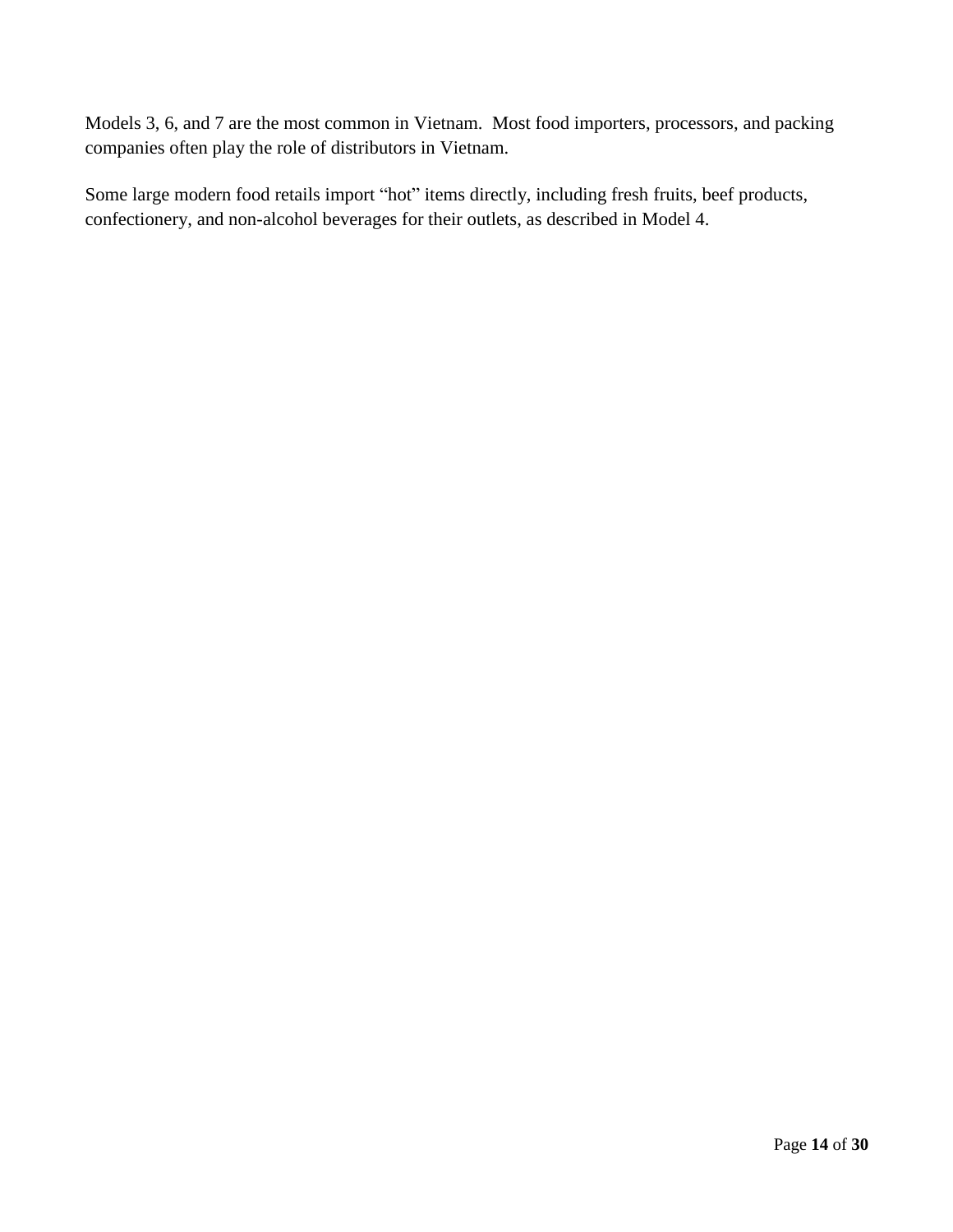Models 3, 6, and 7 are the most common in Vietnam.  Most food importers, processors, and packing companies often play the role of distributors in Vietnam.

Some large modern food retails import "hot" items directly, including fresh fruits, beef products, confectionery, and non-alcohol beverages for their outlets, as described in Model 4.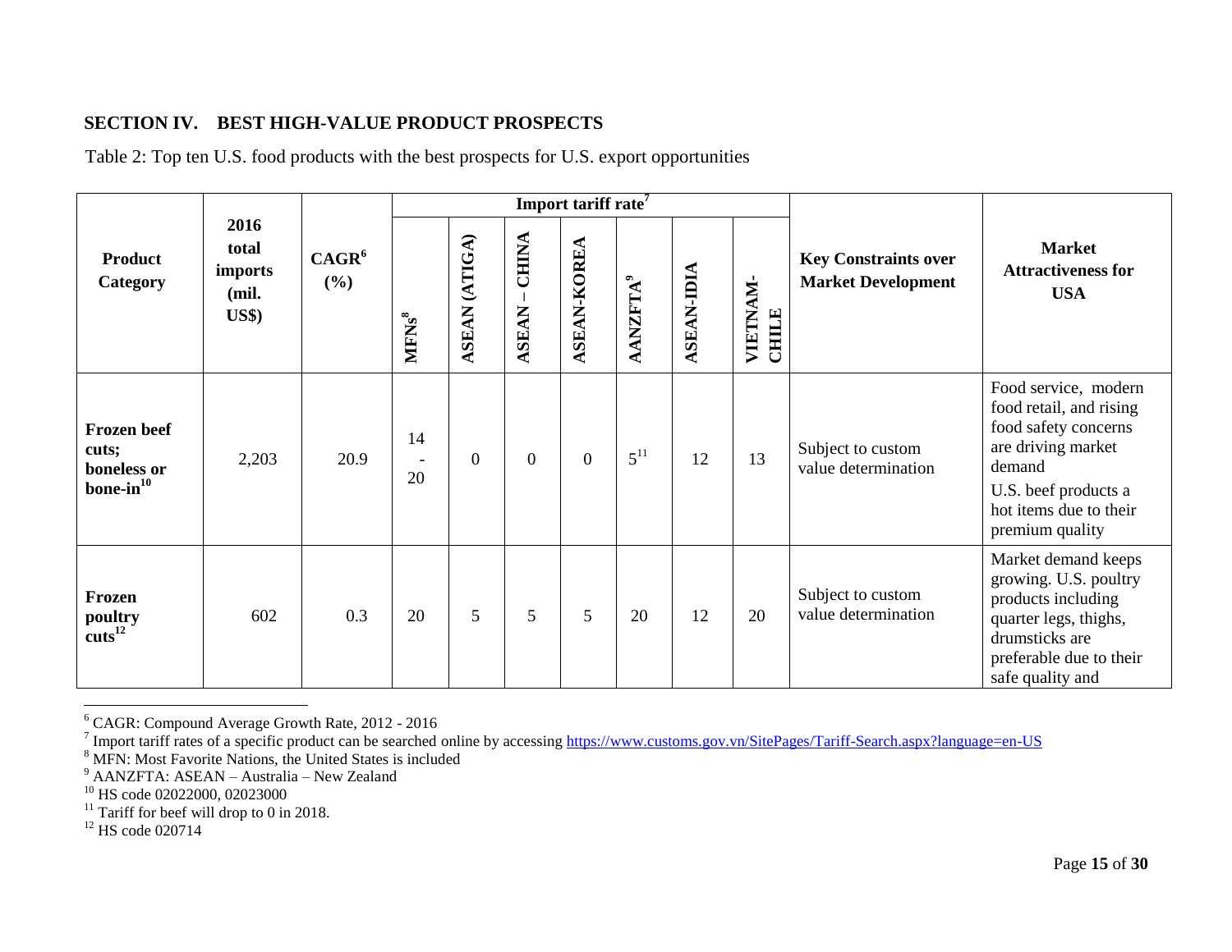## SECTION IV. BEST HIGH-VALUE PRODUCT PROSPECTS

Table 2: Top ten U.S. food products with the best prospects for U.S. export opportunities

| Product Category | 2016 total imports (mil. US$) | CAGR[6] (%) | Import tariff rate[7] | | | | | | | Key Constraints over Market Development | Market Attractiveness for USA |
|---|---|---|---|---|---|---|---|---|---|---|---|
| | | | MFNs[8] | ASEAN (ATIGA) | ASEAN – CHINA | ASEAN-KOREA | AANZFTA[9] | ASEAN-IDIA | VIETNAM-CHILE | | |
| **Frozen beef cuts; boneless or bone-in[10]** | 2,203 | 20.9 | 14 - 20 | 0 | 0 | 0 | 5[11] | 12 | 13 | Subject to custom value determination | Food service, modern food retail, and rising food safety concerns are driving market demand<br>U.S. beef products a hot items due to their premium quality |
| **Frozen poultry cuts[12]** | 602 | 0.3 | 20 | 5 | 5 | 5 | 20 | 12 | 20 | Subject to custom value determination | Market demand keeps growing. U.S. poultry products including quarter legs, thighs, drumsticks are preferable due to their safe quality and |

[6] CAGR: Compound Average Growth Rate, 2012 - 2016

[7] Import tariff rates of a specific product can be searched online by accessing https://www.customs.gov.vn/SitePages/Tariff-Search.aspx?language=en-US

[8] MFN: Most Favorite Nations, the United States is included

[9] AANZFTA: ASEAN – Australia – New Zealand

[10] HS code 02022000, 02023000

[11] Tariff for beef will drop to 0 in 2018.

[12] HS code 020714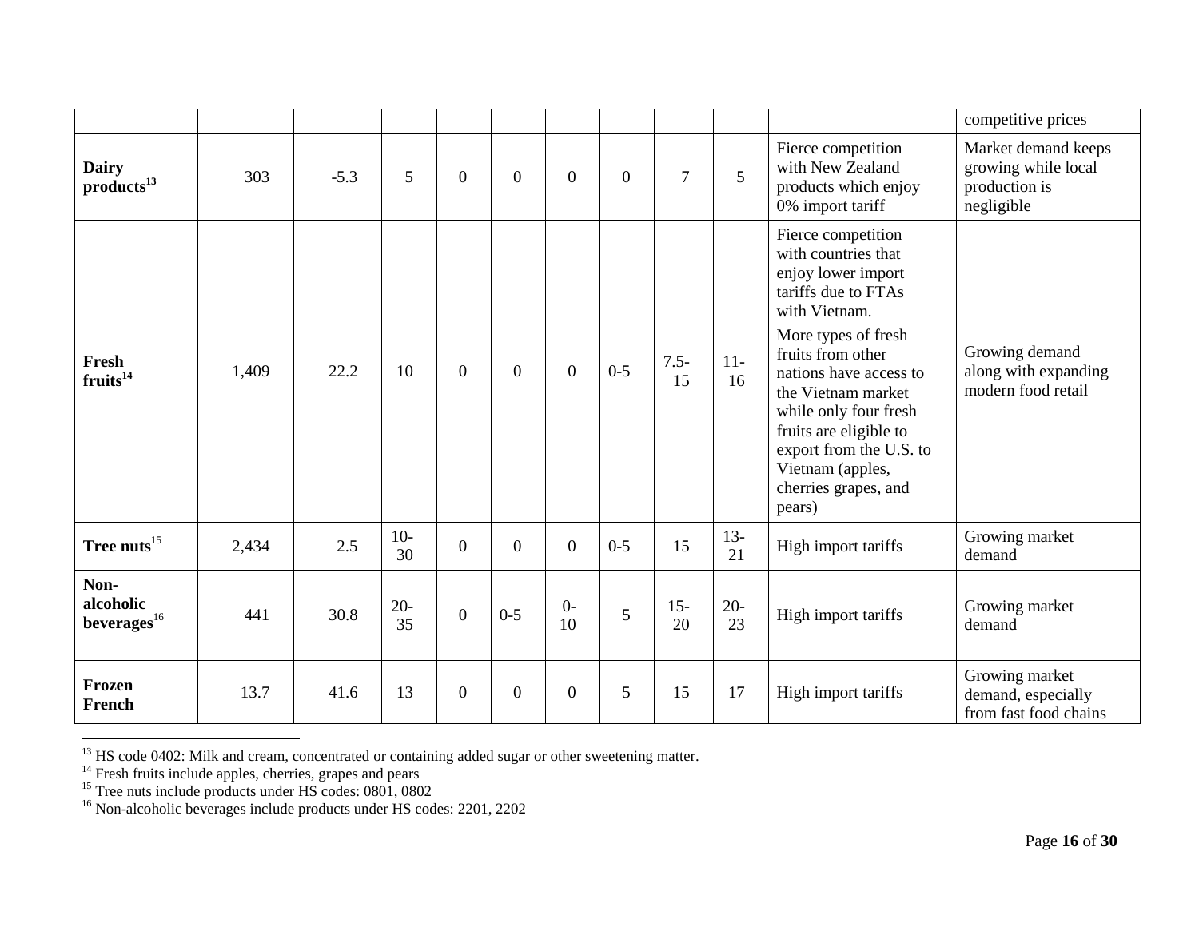| | | | | | | | | | | | competitive prices |
|---|---|---|---|---|---|---|---|---|---|---|---|
| **Dairy products**[13] | 303 | -5.3 | 5 | 0 | 0 | 0 | 0 | 7 | 5 | Fierce competition with New Zealand products which enjoy 0% import tariff | Market demand keeps growing while local production is negligible |
| **Fresh fruits**[14] | 1,409 | 22.2 | 10 | 0 | 0 | 0 | 0-5 | 7.5-15 | 11-16 | Fierce competition with countries that enjoy lower import tariffs due to FTAs with Vietnam. More types of fresh fruits from other nations have access to the Vietnam market while only four fresh fruits are eligible to export from the U.S. to Vietnam (apples, cherries grapes, and pears) | Growing demand along with expanding modern food retail |
| **Tree nuts**[15] | 2,434 | 2.5 | 10-30 | 0 | 0 | 0 | 0-5 | 15 | 13-21 | High import tariffs | Growing market demand |
| **Non-alcoholic beverages**[16] | 441 | 30.8 | 20-35 | 0 | 0-5 | 0-10 | 5 | 15-20 | 20-23 | High import tariffs | Growing market demand |
| **Frozen French** | 13.7 | 41.6 | 13 | 0 | 0 | 0 | 5 | 15 | 17 | High import tariffs | Growing market demand, especially from fast food chains |

[13] HS code 0402: Milk and cream, concentrated or containing added sugar or other sweetening matter.
[14] Fresh fruits include apples, cherries, grapes and pears
[15] Tree nuts include products under HS codes: 0801, 0802
[16] Non-alcoholic beverages include products under HS codes: 2201, 2202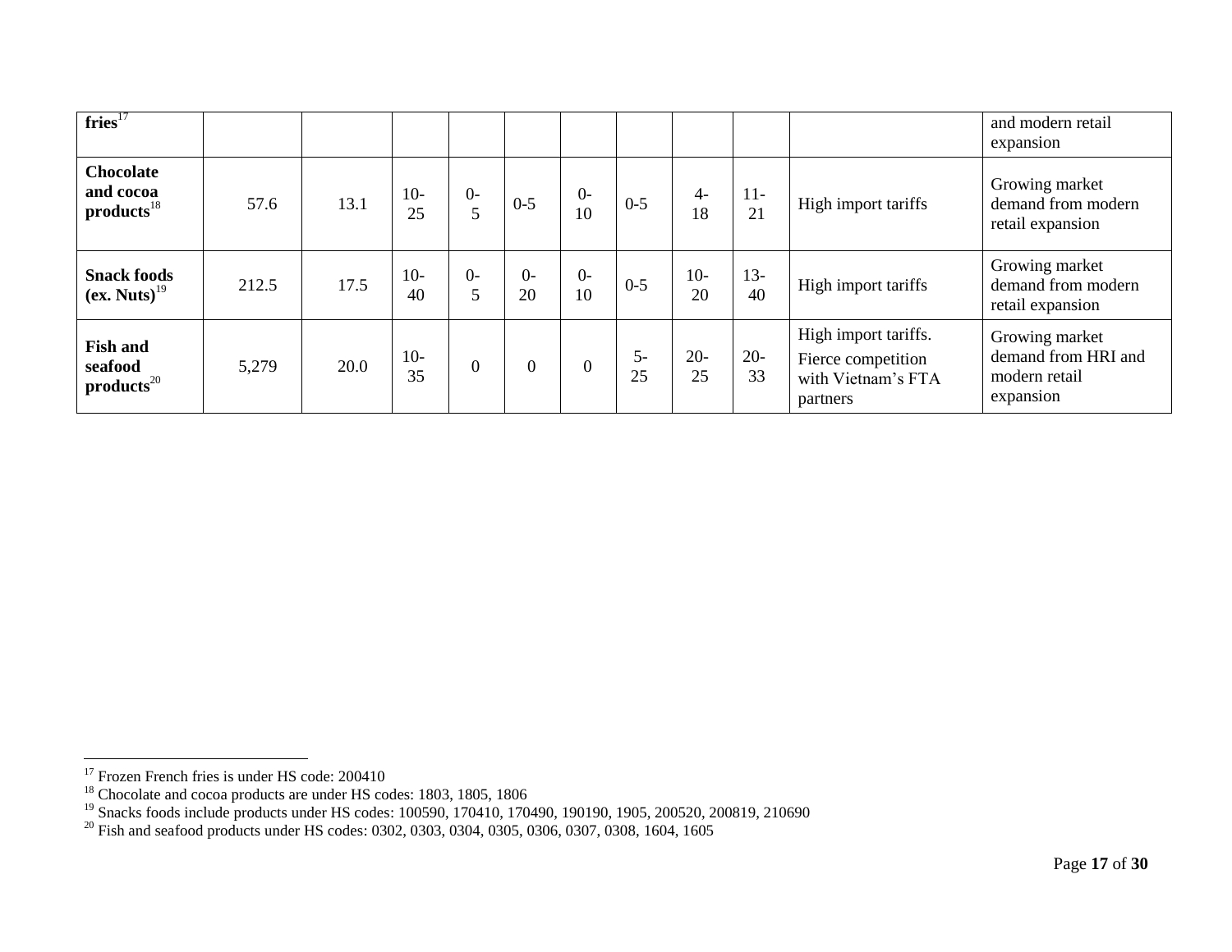| | | | | | | | | | | | |
|---|---|---|---|---|---|---|---|---|---|---|---|
| **fries**[17] | | | | | | | | | | | and modern retail expansion |
| **Chocolate and cocoa products**[18] | 57.6 | 13.1 | 10-25 | 0-5 | 0-5 | 0-10 | 0-5 | 4-18 | 11-21 | High import tariffs | Growing market demand from modern retail expansion |
| **Snack foods (ex. Nuts)**[19] | 212.5 | 17.5 | 10-40 | 0-5 | 0-20 | 0-10 | 0-5 | 10-20 | 13-40 | High import tariffs | Growing market demand from modern retail expansion |
| **Fish and seafood products**[20] | 5,279 | 20.0 | 10-35 | 0 | 0 | 0 | 5-25 | 20-25 | 20-33 | High import tariffs. Fierce competition with Vietnam's FTA partners | Growing market demand from HRI and modern retail expansion |

[17] Frozen French fries is under HS code: 200410

[18] Chocolate and cocoa products are under HS codes: 1803, 1805, 1806

[19] Snacks foods include products under HS codes: 100590, 170410, 170490, 190190, 1905, 200520, 200819, 210690

[20] Fish and seafood products under HS codes: 0302, 0303, 0304, 0305, 0306, 0307, 0308, 1604, 1605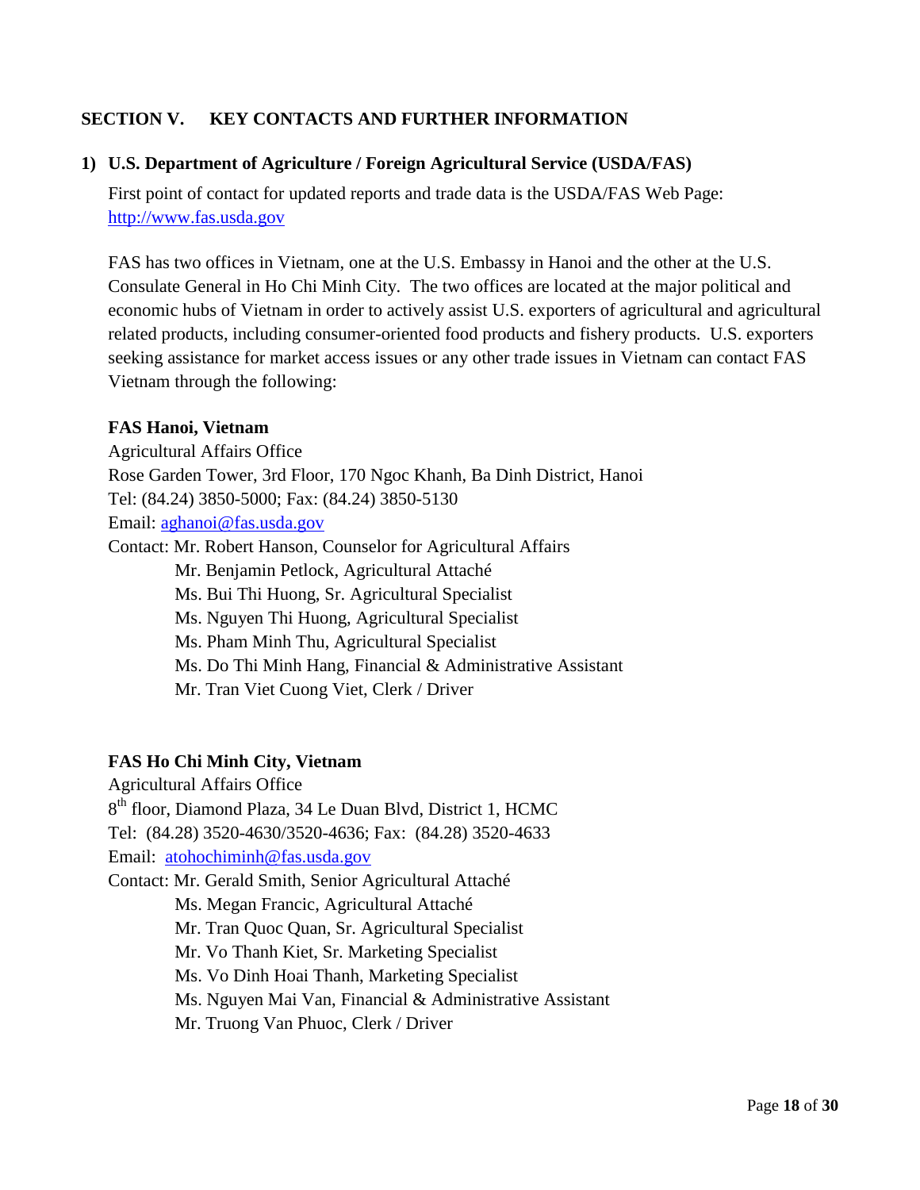## SECTION V. KEY CONTACTS AND FURTHER INFORMATION

### 1) U.S. Department of Agriculture / Foreign Agricultural Service (USDA/FAS)

First point of contact for updated reports and trade data is the USDA/FAS Web Page: http://www.fas.usda.gov

FAS has two offices in Vietnam, one at the U.S. Embassy in Hanoi and the other at the U.S. Consulate General in Ho Chi Minh City. The two offices are located at the major political and economic hubs of Vietnam in order to actively assist U.S. exporters of agricultural and agricultural related products, including consumer-oriented food products and fishery products. U.S. exporters seeking assistance for market access issues or any other trade issues in Vietnam can contact FAS Vietnam through the following:

**FAS Hanoi, Vietnam**

Agricultural Affairs Office
Rose Garden Tower, 3rd Floor, 170 Ngoc Khanh, Ba Dinh District, Hanoi
Tel: (84.24) 3850-5000; Fax: (84.24) 3850-5130
Email: aghanoi@fas.usda.gov
Contact: Mr. Robert Hanson, Counselor for Agricultural Affairs
Mr. Benjamin Petlock, Agricultural Attaché
Ms. Bui Thi Huong, Sr. Agricultural Specialist
Ms. Nguyen Thi Huong, Agricultural Specialist
Ms. Pham Minh Thu, Agricultural Specialist
Ms. Do Thi Minh Hang, Financial & Administrative Assistant
Mr. Tran Viet Cuong Viet, Clerk / Driver

**FAS Ho Chi Minh City, Vietnam**

Agricultural Affairs Office
8th floor, Diamond Plaza, 34 Le Duan Blvd, District 1, HCMC
Tel: (84.28) 3520-4630/3520-4636; Fax: (84.28) 3520-4633
Email: atohochiminh@fas.usda.gov
Contact: Mr. Gerald Smith, Senior Agricultural Attaché
Ms. Megan Francic, Agricultural Attaché
Mr. Tran Quoc Quan, Sr. Agricultural Specialist
Mr. Vo Thanh Kiet, Sr. Marketing Specialist
Ms. Vo Dinh Hoai Thanh, Marketing Specialist
Ms. Nguyen Mai Van, Financial & Administrative Assistant
Mr. Truong Van Phuoc, Clerk / Driver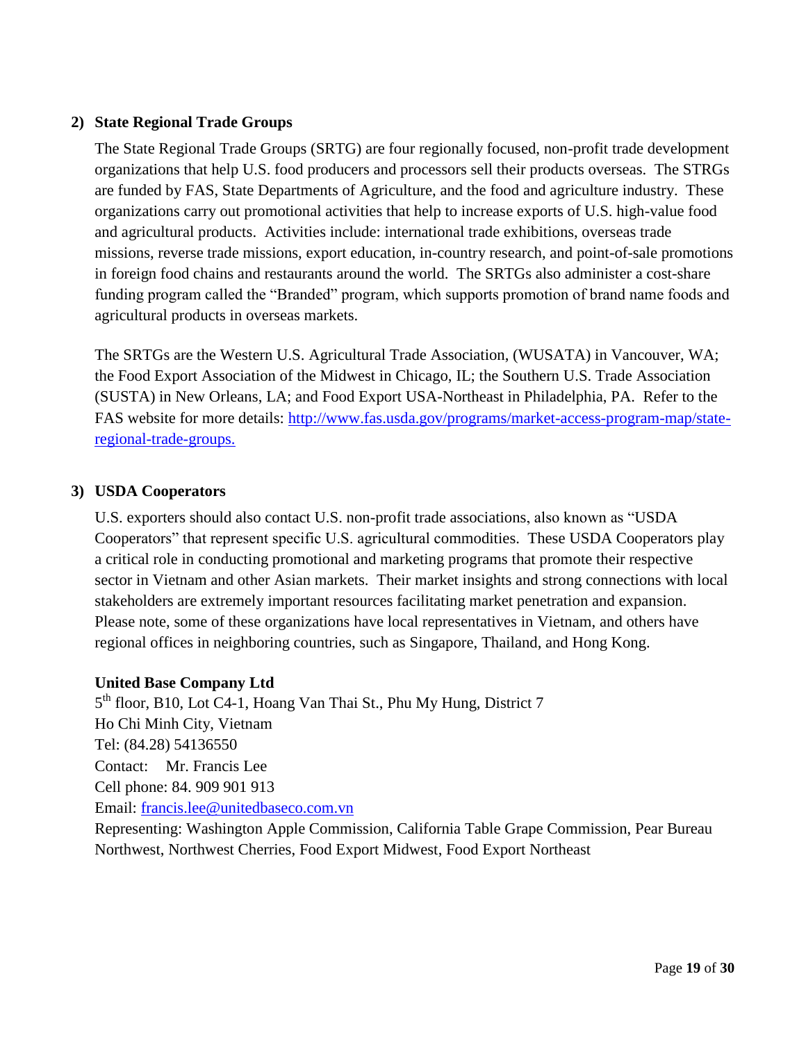## 2) State Regional Trade Groups

The State Regional Trade Groups (SRTG) are four regionally focused, non-profit trade development organizations that help U.S. food producers and processors sell their products overseas. The STRGs are funded by FAS, State Departments of Agriculture, and the food and agriculture industry. These organizations carry out promotional activities that help to increase exports of U.S. high-value food and agricultural products. Activities include: international trade exhibitions, overseas trade missions, reverse trade missions, export education, in-country research, and point-of-sale promotions in foreign food chains and restaurants around the world. The SRTGs also administer a cost-share funding program called the "Branded" program, which supports promotion of brand name foods and agricultural products in overseas markets.

The SRTGs are the Western U.S. Agricultural Trade Association, (WUSATA) in Vancouver, WA; the Food Export Association of the Midwest in Chicago, IL; the Southern U.S. Trade Association (SUSTA) in New Orleans, LA; and Food Export USA-Northeast in Philadelphia, PA. Refer to the FAS website for more details: [http://www.fas.usda.gov/programs/market-access-program-map/state-regional-trade-groups.](http://www.fas.usda.gov/programs/market-access-program-map/state-regional-trade-groups)

## 3) USDA Cooperators

U.S. exporters should also contact U.S. non-profit trade associations, also known as "USDA Cooperators" that represent specific U.S. agricultural commodities. These USDA Cooperators play a critical role in conducting promotional and marketing programs that promote their respective sector in Vietnam and other Asian markets. Their market insights and strong connections with local stakeholders are extremely important resources facilitating market penetration and expansion. Please note, some of these organizations have local representatives in Vietnam, and others have regional offices in neighboring countries, such as Singapore, Thailand, and Hong Kong.

**United Base Company Ltd**
5th floor, B10, Lot C4-1, Hoang Van Thai St., Phu My Hung, District 7
Ho Chi Minh City, Vietnam
Tel: (84.28) 54136550
Contact: Mr. Francis Lee
Cell phone: 84. 909 901 913
Email: [francis.lee@unitedbaseco.com.vn](mailto:francis.lee@unitedbaseco.com.vn)
Representing: Washington Apple Commission, California Table Grape Commission, Pear Bureau Northwest, Northwest Cherries, Food Export Midwest, Food Export Northeast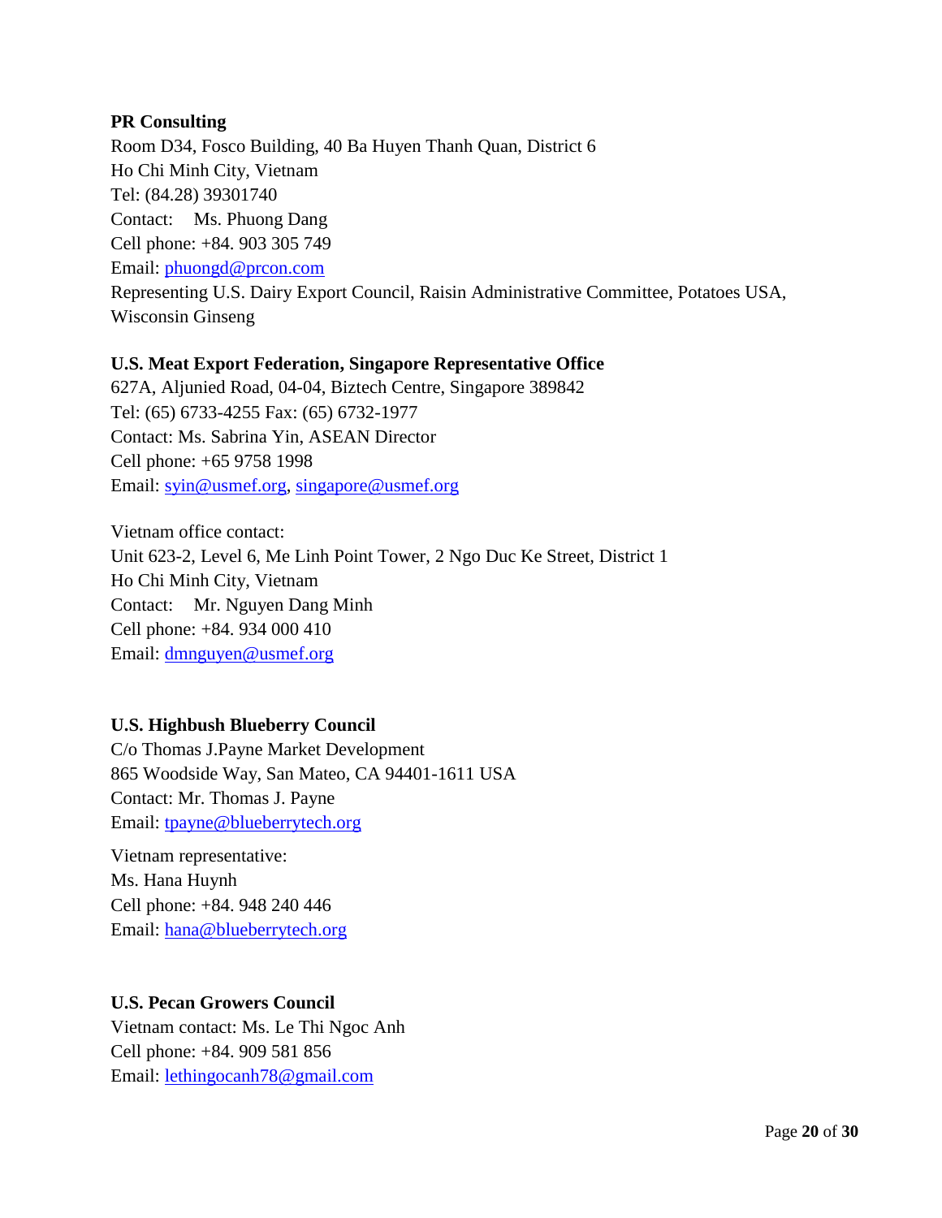**PR Consulting**
Room D34, Fosco Building, 40 Ba Huyen Thanh Quan, District 6
Ho Chi Minh City, Vietnam
Tel: (84.28) 39301740
Contact: Ms. Phuong Dang
Cell phone: +84. 903 305 749
Email: phuongd@prcon.com
Representing U.S. Dairy Export Council, Raisin Administrative Committee, Potatoes USA, Wisconsin Ginseng

**U.S. Meat Export Federation, Singapore Representative Office**
627A, Aljunied Road, 04-04, Biztech Centre, Singapore 389842
Tel: (65) 6733-4255 Fax: (65) 6732-1977
Contact: Ms. Sabrina Yin, ASEAN Director
Cell phone: +65 9758 1998
Email: syin@usmef.org, singapore@usmef.org

Vietnam office contact:
Unit 623-2, Level 6, Me Linh Point Tower, 2 Ngo Duc Ke Street, District 1
Ho Chi Minh City, Vietnam
Contact: Mr. Nguyen Dang Minh
Cell phone: +84. 934 000 410
Email: dmnguyen@usmef.org

**U.S. Highbush Blueberry Council**
C/o Thomas J.Payne Market Development
865 Woodside Way, San Mateo, CA 94401-1611 USA
Contact: Mr. Thomas J. Payne
Email: tpayne@blueberrytech.org

Vietnam representative:
Ms. Hana Huynh
Cell phone: +84. 948 240 446
Email: hana@blueberrytech.org

**U.S. Pecan Growers Council**
Vietnam contact: Ms. Le Thi Ngoc Anh
Cell phone: +84. 909 581 856
Email: lethingocanh78@gmail.com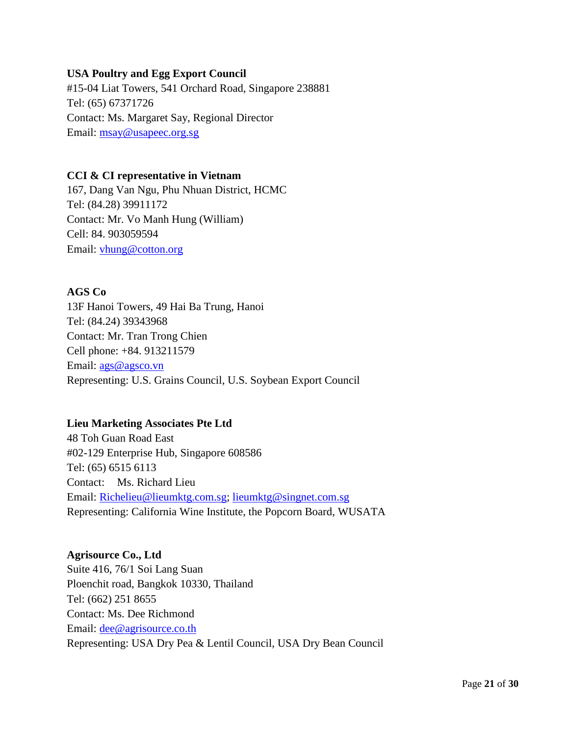**USA Poultry and Egg Export Council**
#15-04 Liat Towers, 541 Orchard Road, Singapore 238881
Tel: (65) 67371726
Contact: Ms. Margaret Say, Regional Director
Email: msay@usapeec.org.sg

**CCI & CI representative in Vietnam**
167, Dang Van Ngu, Phu Nhuan District, HCMC
Tel: (84.28) 39911172
Contact: Mr. Vo Manh Hung (William)
Cell: 84. 903059594
Email: vhung@cotton.org

**AGS Co**
13F Hanoi Towers, 49 Hai Ba Trung, Hanoi
Tel: (84.24) 39343968
Contact: Mr. Tran Trong Chien
Cell phone: +84. 913211579
Email: ags@agsco.vn
Representing: U.S. Grains Council, U.S. Soybean Export Council

**Lieu Marketing Associates Pte Ltd**
48 Toh Guan Road East
#02-129 Enterprise Hub, Singapore 608586
Tel: (65) 6515 6113
Contact: Ms. Richard Lieu
Email: Richelieu@lieumktg.com.sg; lieumktg@singnet.com.sg
Representing: California Wine Institute, the Popcorn Board, WUSATA

**Agrisource Co., Ltd**
Suite 416, 76/1 Soi Lang Suan
Ploenchit road, Bangkok 10330, Thailand
Tel: (662) 251 8655
Contact: Ms. Dee Richmond
Email: dee@agrisource.co.th
Representing: USA Dry Pea & Lentil Council, USA Dry Bean Council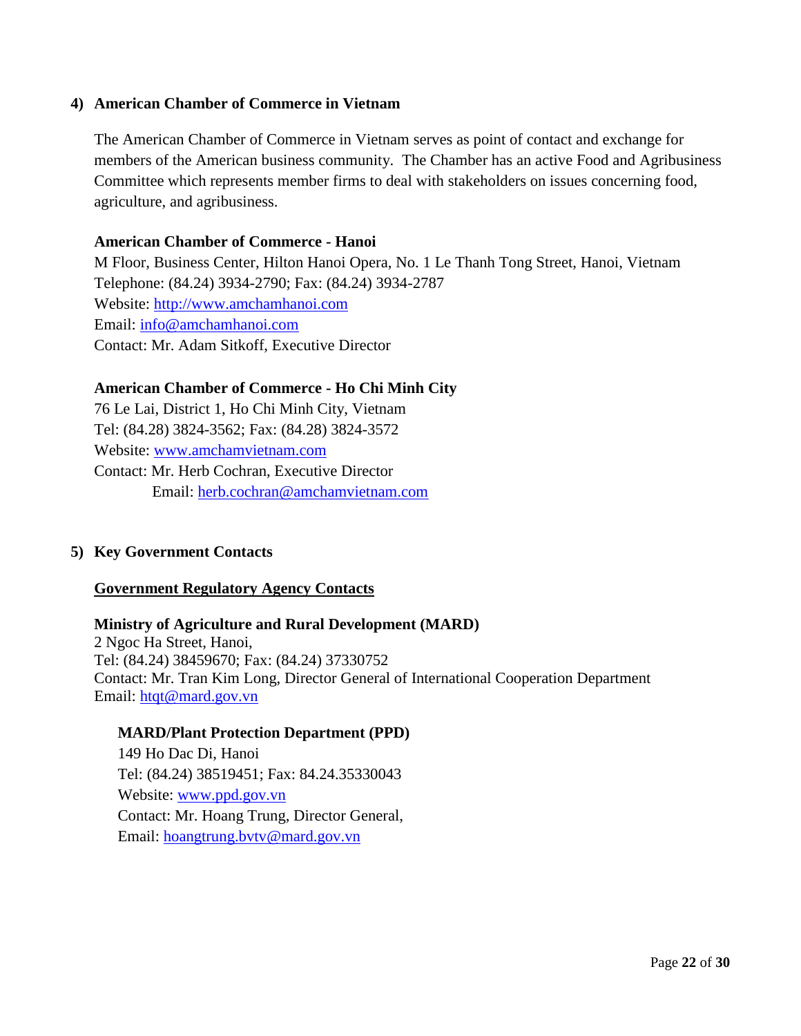## 4) American Chamber of Commerce in Vietnam

The American Chamber of Commerce in Vietnam serves as point of contact and exchange for members of the American business community. The Chamber has an active Food and Agribusiness Committee which represents member firms to deal with stakeholders on issues concerning food, agriculture, and agribusiness.

**American Chamber of Commerce - Hanoi**
M Floor, Business Center, Hilton Hanoi Opera, No. 1 Le Thanh Tong Street, Hanoi, Vietnam
Telephone: (84.24) 3934-2790; Fax: (84.24) 3934-2787
Website: http://www.amchamhanoi.com
Email: info@amchamhanoi.com
Contact: Mr. Adam Sitkoff, Executive Director

**American Chamber of Commerce - Ho Chi Minh City**
76 Le Lai, District 1, Ho Chi Minh City, Vietnam
Tel: (84.28) 3824-3562; Fax: (84.28) 3824-3572
Website: www.amchamvietnam.com
Contact: Mr. Herb Cochran, Executive Director
Email: herb.cochran@amchamvietnam.com

## 5) Key Government Contacts

### Government Regulatory Agency Contacts

**Ministry of Agriculture and Rural Development (MARD)**
2 Ngoc Ha Street, Hanoi,
Tel: (84.24) 38459670; Fax: (84.24) 37330752
Contact: Mr. Tran Kim Long, Director General of International Cooperation Department
Email: htqt@mard.gov.vn

**MARD/Plant Protection Department (PPD)**
149 Ho Dac Di, Hanoi
Tel: (84.24) 38519451; Fax: 84.24.35330043
Website: www.ppd.gov.vn
Contact: Mr. Hoang Trung, Director General,
Email: hoangtrung.bvtv@mard.gov.vn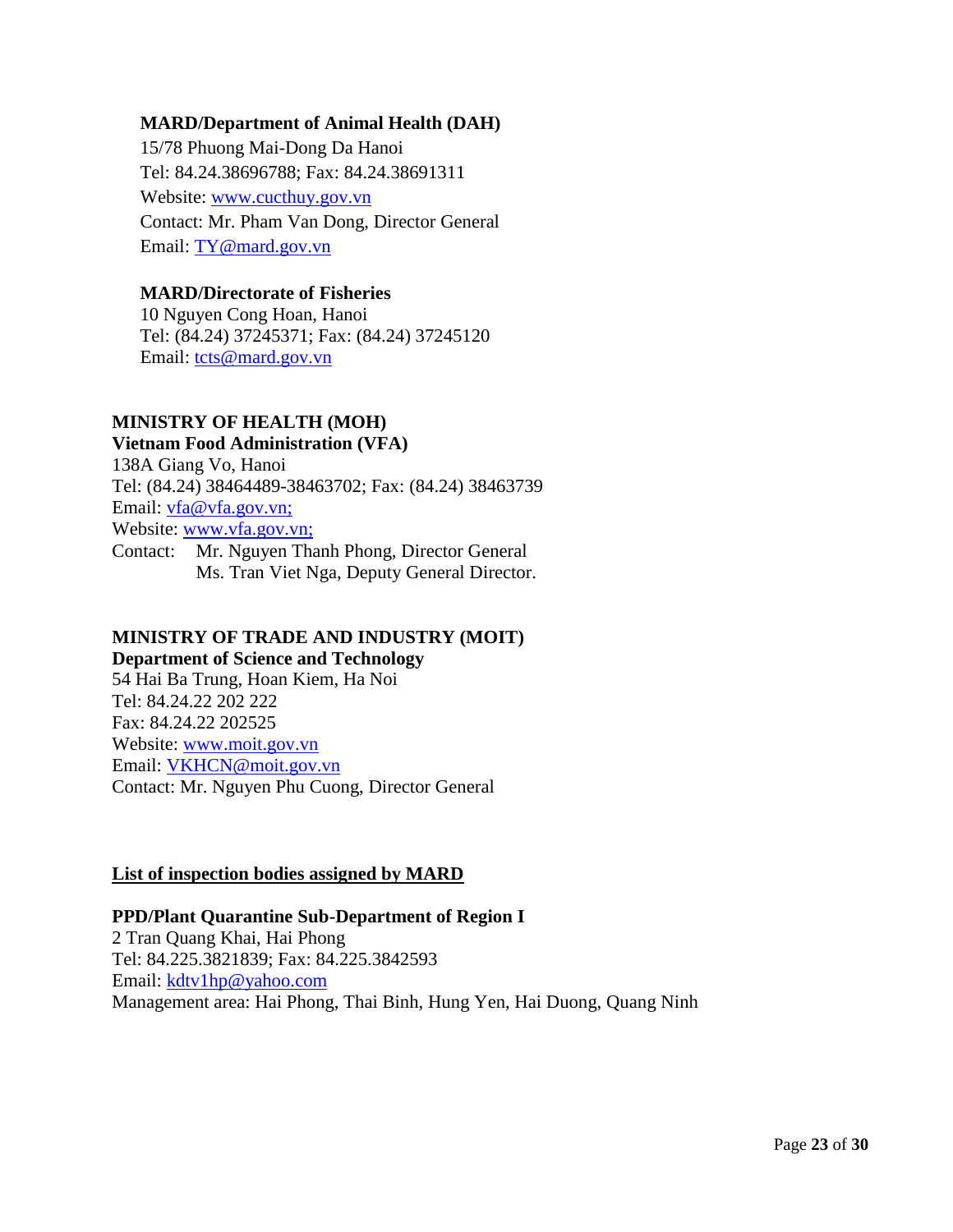**MARD/Department of Animal Health (DAH)**
15/78 Phuong Mai-Dong Da Hanoi
Tel: 84.24.38696788; Fax: 84.24.38691311
Website: www.cucthuy.gov.vn
Contact: Mr. Pham Van Dong, Director General
Email: TY@mard.gov.vn

**MARD/Directorate of Fisheries**
10 Nguyen Cong Hoan, Hanoi
Tel: (84.24) 37245371; Fax: (84.24) 37245120
Email: tcts@mard.gov.vn

**MINISTRY OF HEALTH (MOH)**
**Vietnam Food Administration (VFA)**
138A Giang Vo, Hanoi
Tel: (84.24) 38464489-38463702; Fax: (84.24) 38463739
Email: vfa@vfa.gov.vn;
Website: www.vfa.gov.vn;
Contact: Mr. Nguyen Thanh Phong, Director General
Ms. Tran Viet Nga, Deputy General Director.

**MINISTRY OF TRADE AND INDUSTRY (MOIT)**
**Department of Science and Technology**
54 Hai Ba Trung, Hoan Kiem, Ha Noi
Tel: 84.24.22 202 222
Fax: 84.24.22 202525
Website: www.moit.gov.vn
Email: VKHCN@moit.gov.vn
Contact: Mr. Nguyen Phu Cuong, Director General

**List of inspection bodies assigned by MARD**

**PPD/Plant Quarantine Sub-Department of Region I**
2 Tran Quang Khai, Hai Phong
Tel: 84.225.3821839; Fax: 84.225.3842593
Email: kdtv1hp@yahoo.com
Management area: Hai Phong, Thai Binh, Hung Yen, Hai Duong, Quang Ninh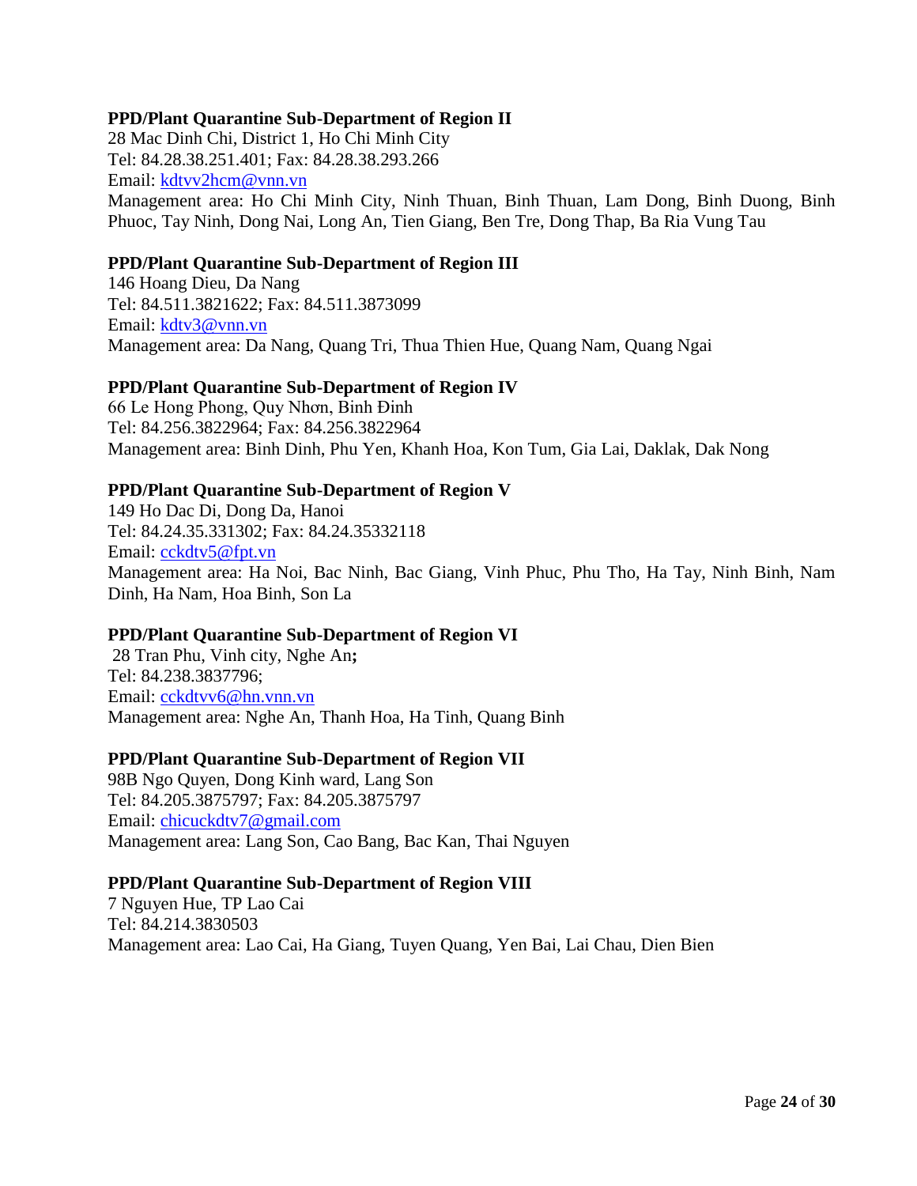**PPD/Plant Quarantine Sub-Department of Region II**
28 Mac Dinh Chi, District 1, Ho Chi Minh City
Tel: 84.28.38.251.401; Fax: 84.28.38.293.266
Email: kdtvv2hcm@vnn.vn
Management area: Ho Chi Minh City, Ninh Thuan, Binh Thuan, Lam Dong, Binh Duong, Binh Phuoc, Tay Ninh, Dong Nai, Long An, Tien Giang, Ben Tre, Dong Thap, Ba Ria Vung Tau

**PPD/Plant Quarantine Sub-Department of Region III**
146 Hoang Dieu, Da Nang
Tel: 84.511.3821622; Fax: 84.511.3873099
Email: kdtv3@vnn.vn
Management area: Da Nang, Quang Tri, Thua Thien Hue, Quang Nam, Quang Ngai

**PPD/Plant Quarantine Sub-Department of Region IV**
66 Le Hong Phong, Quy Nhơn, Bình Đinh
Tel: 84.256.3822964; Fax: 84.256.3822964
Management area: Binh Dinh, Phu Yen, Khanh Hoa, Kon Tum, Gia Lai, Daklak, Dak Nong

**PPD/Plant Quarantine Sub-Department of Region V**
149 Ho Dac Di, Dong Da, Hanoi
Tel: 84.24.35.331302; Fax: 84.24.35332118
Email: cckdtv5@fpt.vn
Management area: Ha Noi, Bac Ninh, Bac Giang, Vinh Phuc, Phu Tho, Ha Tay, Ninh Binh, Nam Dinh, Ha Nam, Hoa Binh, Son La

**PPD/Plant Quarantine Sub-Department of Region VI**
28 Tran Phu, Vinh city, Nghe An**;**
Tel: 84.238.3837796;
Email: cckdtvv6@hn.vnn.vn
Management area: Nghe An, Thanh Hoa, Ha Tinh, Quang Binh

**PPD/Plant Quarantine Sub-Department of Region VII**
98B Ngo Quyen, Dong Kinh ward, Lang Son
Tel: 84.205.3875797; Fax: 84.205.3875797
Email: chicuckdtv7@gmail.com
Management area: Lang Son, Cao Bang, Bac Kan, Thai Nguyen

**PPD/Plant Quarantine Sub-Department of Region VIII**
7 Nguyen Hue, TP Lao Cai
Tel: 84.214.3830503
Management area: Lao Cai, Ha Giang, Tuyen Quang, Yen Bai, Lai Chau, Dien Bien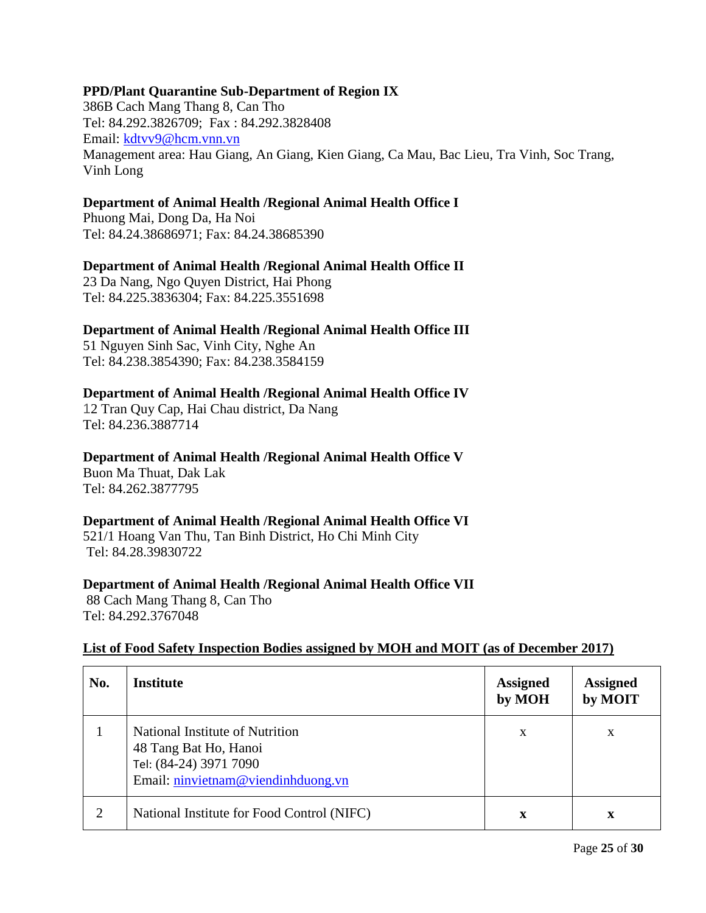**PPD/Plant Quarantine Sub-Department of Region IX**
386B Cach Mang Thang 8, Can Tho
Tel: 84.292.3826709; Fax : 84.292.3828408
Email: kdtvv9@hcm.vnn.vn
Management area: Hau Giang, An Giang, Kien Giang, Ca Mau, Bac Lieu, Tra Vinh, Soc Trang, Vinh Long

**Department of Animal Health /Regional Animal Health Office I**
Phuong Mai, Dong Da, Ha Noi
Tel: 84.24.38686971; Fax: 84.24.38685390

**Department of Animal Health /Regional Animal Health Office II**
23 Da Nang, Ngo Quyen District, Hai Phong
Tel: 84.225.3836304; Fax: 84.225.3551698

**Department of Animal Health /Regional Animal Health Office III**
51 Nguyen Sinh Sac, Vinh City, Nghe An
Tel: 84.238.3854390; Fax: 84.238.3584159

**Department of Animal Health /Regional Animal Health Office IV**
12 Tran Quy Cap, Hai Chau district, Da Nang
Tel: 84.236.3887714

**Department of Animal Health /Regional Animal Health Office V**
Buon Ma Thuat, Dak Lak
Tel: 84.262.3877795

**Department of Animal Health /Regional Animal Health Office VI**
521/1 Hoang Van Thu, Tan Binh District, Ho Chi Minh City
Tel: 84.28.39830722

**Department of Animal Health /Regional Animal Health Office VII**
88 Cach Mang Thang 8, Can Tho
Tel: 84.292.3767048

**List of Food Safety Inspection Bodies assigned by MOH and MOIT (as of December 2017)**

| No. | Institute | Assigned by MOH | Assigned by MOIT |
|---|---|---|---|
| 1 | National Institute of Nutrition<br>48 Tang Bat Ho, Hanoi<br>Tel: (84-24) 3971 7090<br>Email: ninvietnam@viendinhduong.vn | x | x |
| 2 | National Institute for Food Control (NIFC) | **x** | **x** |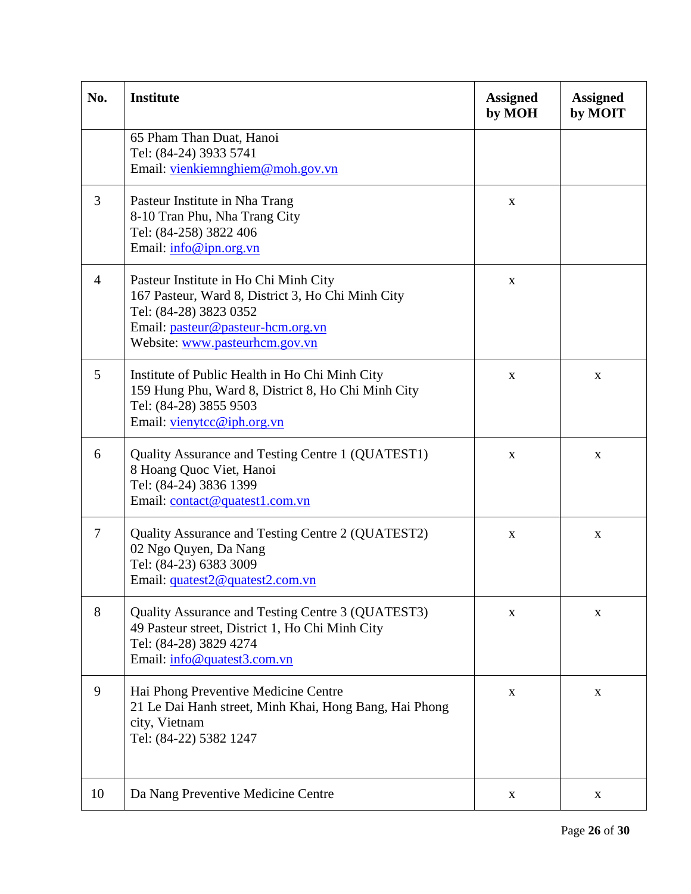| No. | Institute | Assigned by MOH | Assigned by MOIT |
|---|---|---|---|
| | 65 Pham Than Duat, Hanoi<br>Tel: (84-24) 3933 5741<br>Email: vienkiemnghiem@moh.gov.vn | | |
| 3 | Pasteur Institute in Nha Trang<br>8-10 Tran Phu, Nha Trang City<br>Tel: (84-258) 3822 406<br>Email: info@ipn.org.vn | x | |
| 4 | Pasteur Institute in Ho Chi Minh City<br>167 Pasteur, Ward 8, District 3, Ho Chi Minh City<br>Tel: (84-28) 3823 0352<br>Email: pasteur@pasteur-hcm.org.vn<br>Website: www.pasteurhcm.gov.vn | x | |
| 5 | Institute of Public Health in Ho Chi Minh City<br>159 Hung Phu, Ward 8, District 8, Ho Chi Minh City<br>Tel: (84-28) 3855 9503<br>Email: vienytcc@iph.org.vn | x | x |
| 6 | Quality Assurance and Testing Centre 1 (QUATEST1)<br>8 Hoang Quoc Viet, Hanoi<br>Tel: (84-24) 3836 1399<br>Email: contact@quatest1.com.vn | x | x |
| 7 | Quality Assurance and Testing Centre 2 (QUATEST2)<br>02 Ngo Quyen, Da Nang<br>Tel: (84-23) 6383 3009<br>Email: quatest2@quatest2.com.vn | x | x |
| 8 | Quality Assurance and Testing Centre 3 (QUATEST3)<br>49 Pasteur street, District 1, Ho Chi Minh City<br>Tel: (84-28) 3829 4274<br>Email: info@quatest3.com.vn | x | x |
| 9 | Hai Phong Preventive Medicine Centre<br>21 Le Dai Hanh street, Minh Khai, Hong Bang, Hai Phong city, Vietnam<br>Tel: (84-22) 5382 1247 | x | x |
| 10 | Da Nang Preventive Medicine Centre | x | x |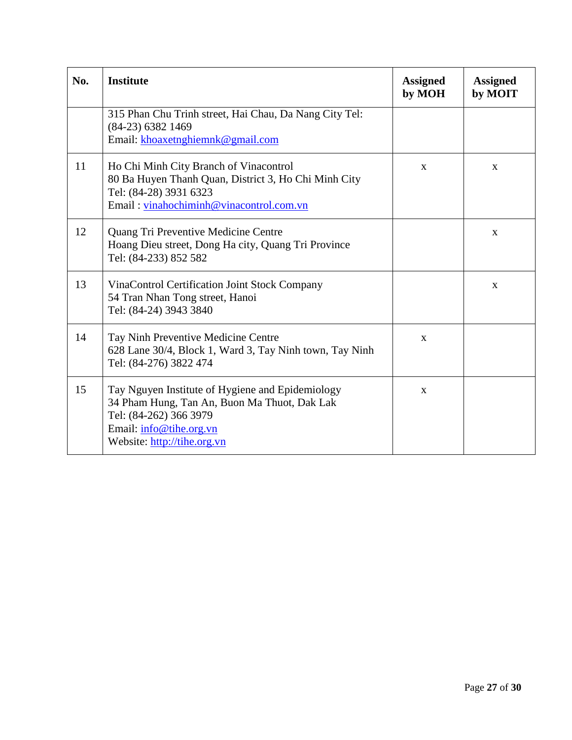| No. | Institute | Assigned by MOH | Assigned by MOIT |
|---|---|---|---|
| | 315 Phan Chu Trinh street, Hai Chau, Da Nang City Tel: (84-23) 6382 1469<br>Email: khoaxetnghiemnk@gmail.com | | |
| 11 | Ho Chi Minh City Branch of Vinacontrol<br>80 Ba Huyen Thanh Quan, District 3, Ho Chi Minh City<br>Tel: (84-28) 3931 6323<br>Email : vinahochiminh@vinacontrol.com.vn | x | x |
| 12 | Quang Tri Preventive Medicine Centre<br>Hoang Dieu street, Dong Ha city, Quang Tri Province<br>Tel: (84-233) 852 582 | | x |
| 13 | VinaControl Certification Joint Stock Company<br>54 Tran Nhan Tong street, Hanoi<br>Tel: (84-24) 3943 3840 | | x |
| 14 | Tay Ninh Preventive Medicine Centre<br>628 Lane 30/4, Block 1, Ward 3, Tay Ninh town, Tay Ninh<br>Tel: (84-276) 3822 474 | x | |
| 15 | Tay Nguyen Institute of Hygiene and Epidemiology<br>34 Pham Hung, Tan An, Buon Ma Thuot, Dak Lak<br>Tel: (84-262) 366 3979<br>Email: info@tihe.org.vn<br>Website: http://tihe.org.vn | x | |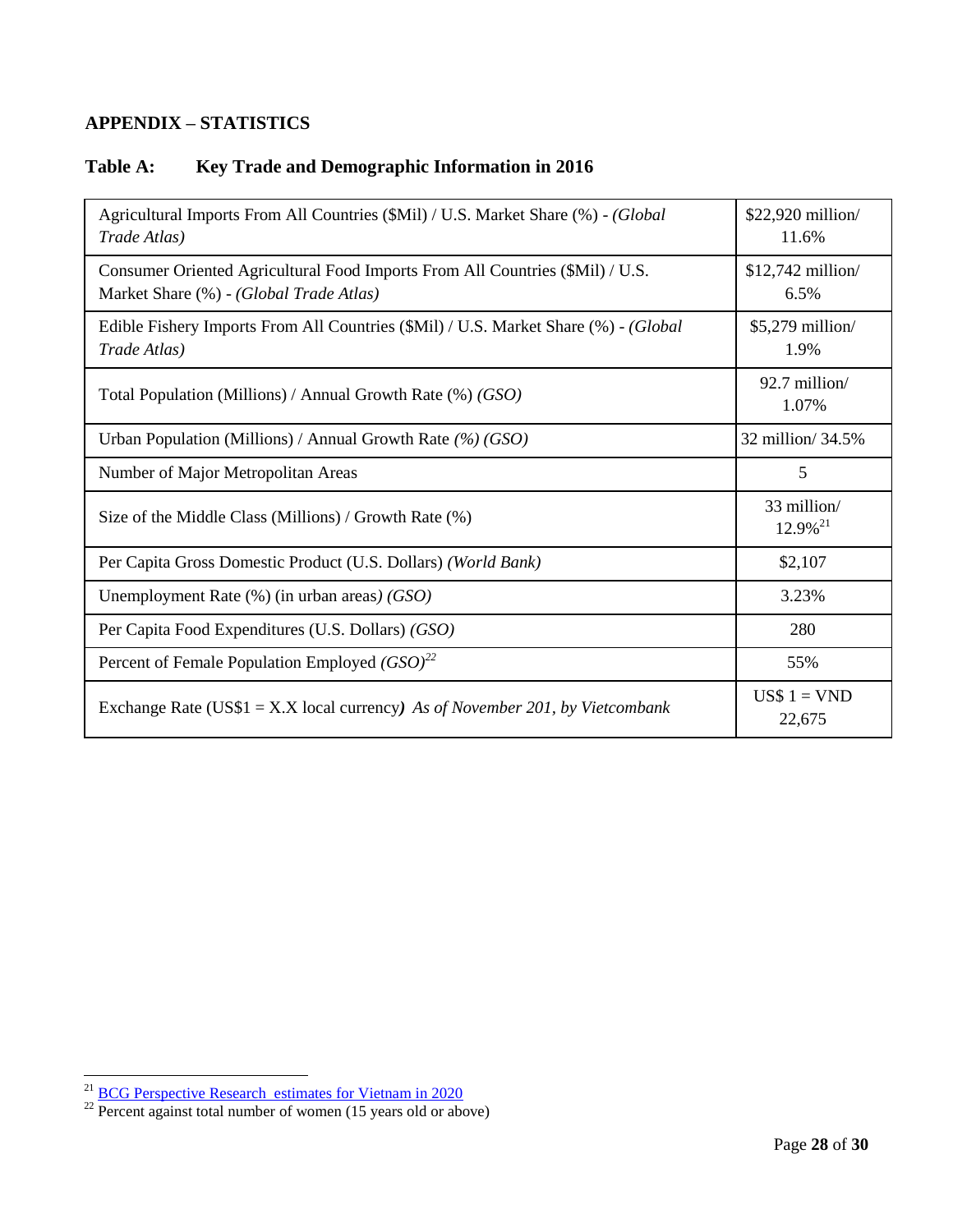## APPENDIX – STATISTICS

### Table A: Key Trade and Demographic Information in 2016

| | |
|---|---|
| Agricultural Imports From All Countries ($Mil) / U.S. Market Share (%) - *(Global Trade Atlas)* | $22,920 million/ 11.6% |
| Consumer Oriented Agricultural Food Imports From All Countries ($Mil) / U.S. Market Share (%) - *(Global Trade Atlas)* | $12,742 million/ 6.5% |
| Edible Fishery Imports From All Countries ($Mil) / U.S. Market Share (%) - *(Global Trade Atlas)* | $5,279 million/ 1.9% |
| Total Population (Millions) / Annual Growth Rate (%) *(GSO)* | 92.7 million/ 1.07% |
| Urban Population (Millions) / Annual Growth Rate *(%) (GSO)* | 32 million/ 34.5% |
| Number of Major Metropolitan Areas | 5 |
| Size of the Middle Class (Millions) / Growth Rate (%) | 33 million/ 12.9%[21] |
| Per Capita Gross Domestic Product (U.S. Dollars) *(World Bank)* | $2,107 |
| Unemployment Rate (%) (in urban areas*) (GSO)* | 3.23% |
| Per Capita Food Expenditures (U.S. Dollars) *(GSO)* | 280 |
| Percent of Female Population Employed *(GSO)*[22] | 55% |
| Exchange Rate (US$1 = X.X local currency***)** *As of November 201, by Vietcombank* | US$ 1 = VND 22,675 |

[21] BCG Perspective Research estimates for Vietnam in 2020

[22] Percent against total number of women (15 years old or above)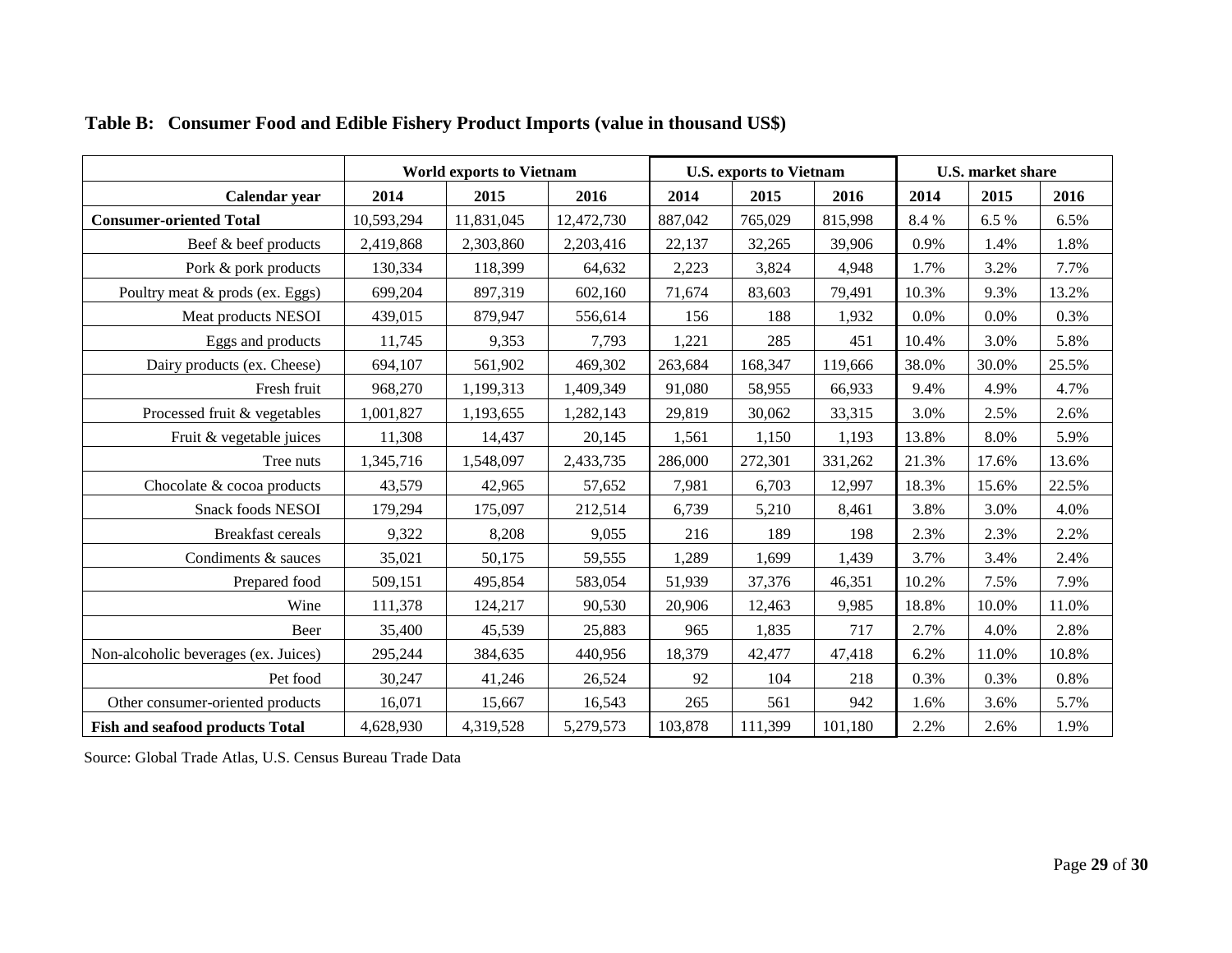**Table B: Consumer Food and Edible Fishery Product Imports (value in thousand US$)**

| | World exports to Vietnam | | | U.S. exports to Vietnam | | | U.S. market share | | |
|---|---|---|---|---|---|---|---|---|---|
| **Calendar year** | **2014** | **2015** | **2016** | **2014** | **2015** | **2016** | **2014** | **2015** | **2016** |
| **Consumer-oriented Total** | 10,593,294 | 11,831,045 | 12,472,730 | 887,042 | 765,029 | 815,998 | 8.4 % | 6.5 % | 6.5% |
| Beef & beef products | 2,419,868 | 2,303,860 | 2,203,416 | 22,137 | 32,265 | 39,906 | 0.9% | 1.4% | 1.8% |
| Pork & pork products | 130,334 | 118,399 | 64,632 | 2,223 | 3,824 | 4,948 | 1.7% | 3.2% | 7.7% |
| Poultry meat & prods (ex. Eggs) | 699,204 | 897,319 | 602,160 | 71,674 | 83,603 | 79,491 | 10.3% | 9.3% | 13.2% |
| Meat products NESOI | 439,015 | 879,947 | 556,614 | 156 | 188 | 1,932 | 0.0% | 0.0% | 0.3% |
| Eggs and products | 11,745 | 9,353 | 7,793 | 1,221 | 285 | 451 | 10.4% | 3.0% | 5.8% |
| Dairy products (ex. Cheese) | 694,107 | 561,902 | 469,302 | 263,684 | 168,347 | 119,666 | 38.0% | 30.0% | 25.5% |
| Fresh fruit | 968,270 | 1,199,313 | 1,409,349 | 91,080 | 58,955 | 66,933 | 9.4% | 4.9% | 4.7% |
| Processed fruit & vegetables | 1,001,827 | 1,193,655 | 1,282,143 | 29,819 | 30,062 | 33,315 | 3.0% | 2.5% | 2.6% |
| Fruit & vegetable juices | 11,308 | 14,437 | 20,145 | 1,561 | 1,150 | 1,193 | 13.8% | 8.0% | 5.9% |
| Tree nuts | 1,345,716 | 1,548,097 | 2,433,735 | 286,000 | 272,301 | 331,262 | 21.3% | 17.6% | 13.6% |
| Chocolate & cocoa products | 43,579 | 42,965 | 57,652 | 7,981 | 6,703 | 12,997 | 18.3% | 15.6% | 22.5% |
| Snack foods NESOI | 179,294 | 175,097 | 212,514 | 6,739 | 5,210 | 8,461 | 3.8% | 3.0% | 4.0% |
| Breakfast cereals | 9,322 | 8,208 | 9,055 | 216 | 189 | 198 | 2.3% | 2.3% | 2.2% |
| Condiments & sauces | 35,021 | 50,175 | 59,555 | 1,289 | 1,699 | 1,439 | 3.7% | 3.4% | 2.4% |
| Prepared food | 509,151 | 495,854 | 583,054 | 51,939 | 37,376 | 46,351 | 10.2% | 7.5% | 7.9% |
| Wine | 111,378 | 124,217 | 90,530 | 20,906 | 12,463 | 9,985 | 18.8% | 10.0% | 11.0% |
| Beer | 35,400 | 45,539 | 25,883 | 965 | 1,835 | 717 | 2.7% | 4.0% | 2.8% |
| Non-alcoholic beverages (ex. Juices) | 295,244 | 384,635 | 440,956 | 18,379 | 42,477 | 47,418 | 6.2% | 11.0% | 10.8% |
| Pet food | 30,247 | 41,246 | 26,524 | 92 | 104 | 218 | 0.3% | 0.3% | 0.8% |
| Other consumer-oriented products | 16,071 | 15,667 | 16,543 | 265 | 561 | 942 | 1.6% | 3.6% | 5.7% |
| **Fish and seafood products Total** | 4,628,930 | 4,319,528 | 5,279,573 | 103,878 | 111,399 | 101,180 | 2.2% | 2.6% | 1.9% |

Source: Global Trade Atlas, U.S. Census Bureau Trade Data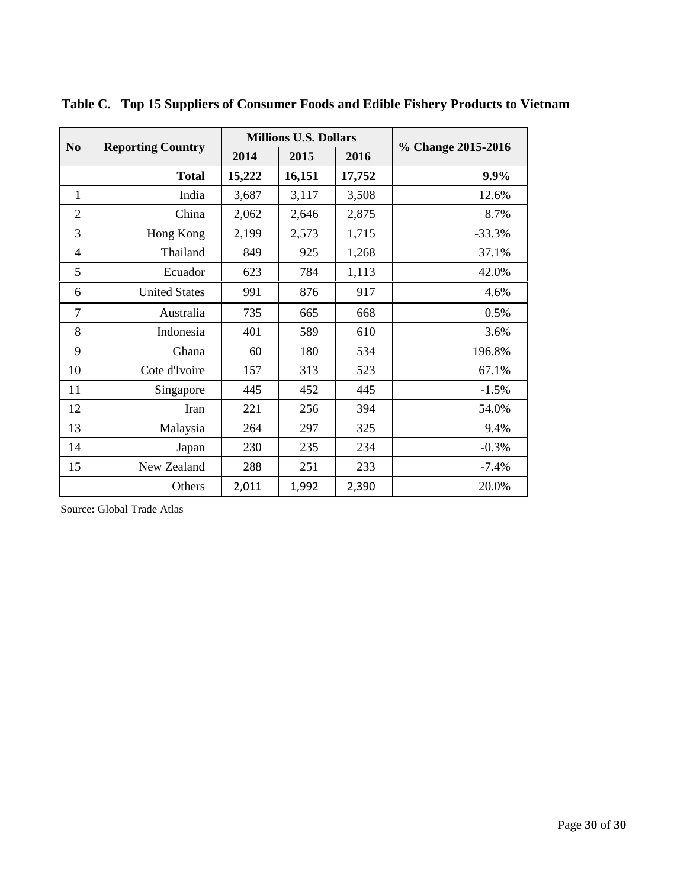**Table C. Top 15 Suppliers of Consumer Foods and Edible Fishery Products to Vietnam**

| No | Reporting Country | Millions U.S. Dollars | | | % Change 2015-2016 |
|---|---|---|---|---|---|
| | | 2014 | 2015 | 2016 | |
| | **Total** | **15,222** | **16,151** | **17,752** | **9.9%** |
| 1 | India | 3,687 | 3,117 | 3,508 | 12.6% |
| 2 | China | 2,062 | 2,646 | 2,875 | 8.7% |
| 3 | Hong Kong | 2,199 | 2,573 | 1,715 | -33.3% |
| 4 | Thailand | 849 | 925 | 1,268 | 37.1% |
| 5 | Ecuador | 623 | 784 | 1,113 | 42.0% |
| 6 | United States | 991 | 876 | 917 | 4.6% |
| 7 | Australia | 735 | 665 | 668 | 0.5% |
| 8 | Indonesia | 401 | 589 | 610 | 3.6% |
| 9 | Ghana | 60 | 180 | 534 | 196.8% |
| 10 | Cote d'Ivoire | 157 | 313 | 523 | 67.1% |
| 11 | Singapore | 445 | 452 | 445 | -1.5% |
| 12 | Iran | 221 | 256 | 394 | 54.0% |
| 13 | Malaysia | 264 | 297 | 325 | 9.4% |
| 14 | Japan | 230 | 235 | 234 | -0.3% |
| 15 | New Zealand | 288 | 251 | 233 | -7.4% |
| | Others | 2,011 | 1,992 | 2,390 | 20.0% |

Source: Global Trade Atlas